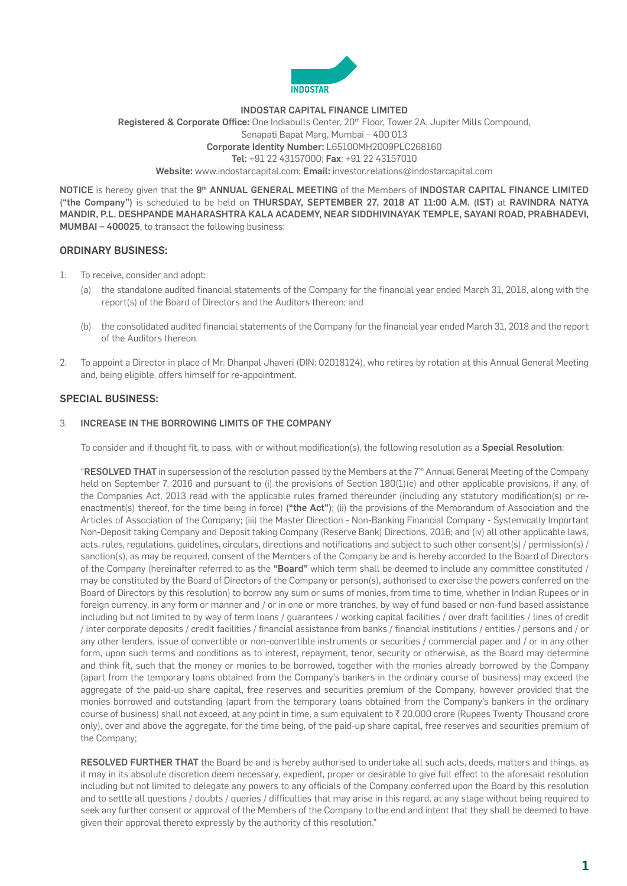INDOSTAR

**INDOSTAR CAPITAL FINANCE LIMITED**

**Registered & Corporate Office:** One Indiabulls Center, 20th Floor, Tower 2A, Jupiter Mills Compound, Senapati Bapat Marg, Mumbai – 400 013

**Corporate Identity Number:** L65100MH2009PLC268160

**Tel:** +91 22 43157000; **Fax**: +91 22 43157010

**Website:** www.indostarcapital.com; **Email:** investor.relations@indostarcapital.com

**NOTICE** is hereby given that the **9th ANNUAL GENERAL MEETING** of the Members of **INDOSTAR CAPITAL FINANCE LIMITED ("the Company")** is scheduled to be held on **THURSDAY, SEPTEMBER 27, 2018 AT 11:00 A.M. (IST)** at **RAVINDRA NATYA MANDIR, P.L. DESHPANDE MAHARASHTRA KALA ACADEMY, NEAR SIDDHIVINAYAK TEMPLE, SAYANI ROAD, PRABHADEVI, MUMBAI – 400025**, to transact the following business:

## ORDINARY BUSINESS:

1. To receive, consider and adopt:
   (a) the standalone audited financial statements of the Company for the financial year ended March 31, 2018, along with the report(s) of the Board of Directors and the Auditors thereon; and
   (b) the consolidated audited financial statements of the Company for the financial year ended March 31, 2018 and the report of the Auditors thereon.
2. To appoint a Director in place of Mr. Dhanpal Jhaveri (DIN: 02018124), who retires by rotation at this Annual General Meeting and, being eligible, offers himself for re-appointment.

## SPECIAL BUSINESS:

3. **INCREASE IN THE BORROWING LIMITS OF THE COMPANY**

   To consider and if thought fit, to pass, with or without modification(s), the following resolution as a **Special Resolution**:

   "**RESOLVED THAT** in supersession of the resolution passed by the Members at the 7th Annual General Meeting of the Company held on September 7, 2016 and pursuant to (i) the provisions of Section 180(1)(c) and other applicable provisions, if any, of the Companies Act, 2013 read with the applicable rules framed thereunder (including any statutory modification(s) or re-enactment(s) thereof, for the time being in force) **("the Act")**; (ii) the provisions of the Memorandum of Association and the Articles of Association of the Company; (iii) the Master Direction - Non-Banking Financial Company - Systemically Important Non-Deposit taking Company and Deposit taking Company (Reserve Bank) Directions, 2016; and (iv) all other applicable laws, acts, rules, regulations, guidelines, circulars, directions and notifications and subject to such other consent(s) / permission(s) / sanction(s), as may be required, consent of the Members of the Company be and is hereby accorded to the Board of Directors of the Company (hereinafter referred to as the **"Board"** which term shall be deemed to include any committee constituted / may be constituted by the Board of Directors of the Company or person(s), authorised to exercise the powers conferred on the Board of Directors by this resolution) to borrow any sum or sums of monies, from time to time, whether in Indian Rupees or in foreign currency, in any form or manner and / or in one or more tranches, by way of fund based or non-fund based assistance including but not limited to by way of term loans / guarantees / working capital facilities / over draft facilities / lines of credit / inter corporate deposits / credit facilities / financial assistance from banks / financial institutions / entities / persons and / or any other lenders, issue of convertible or non-convertible instruments or securities / commercial paper and / or in any other form, upon such terms and conditions as to interest, repayment, tenor, security or otherwise, as the Board may determine and think fit, such that the money or monies to be borrowed, together with the monies already borrowed by the Company (apart from the temporary loans obtained from the Company's bankers in the ordinary course of business) may exceed the aggregate of the paid-up share capital, free reserves and securities premium of the Company, however provided that the monies borrowed and outstanding (apart from the temporary loans obtained from the Company's bankers in the ordinary course of business) shall not exceed, at any point in time, a sum equivalent to ₹ 20,000 crore (Rupees Twenty Thousand crore only), over and above the aggregate, for the time being, of the paid-up share capital, free reserves and securities premium of the Company;

   **RESOLVED FURTHER THAT** the Board be and is hereby authorised to undertake all such acts, deeds, matters and things, as it may in its absolute discretion deem necessary, expedient, proper or desirable to give full effect to the aforesaid resolution including but not limited to delegate any powers to any officials of the Company conferred upon the Board by this resolution and to settle all questions / doubts / queries / difficulties that may arise in this regard, at any stage without being required to seek any further consent or approval of the Members of the Company to the end and intent that they shall be deemed to have given their approval thereto expressly by the authority of this resolution."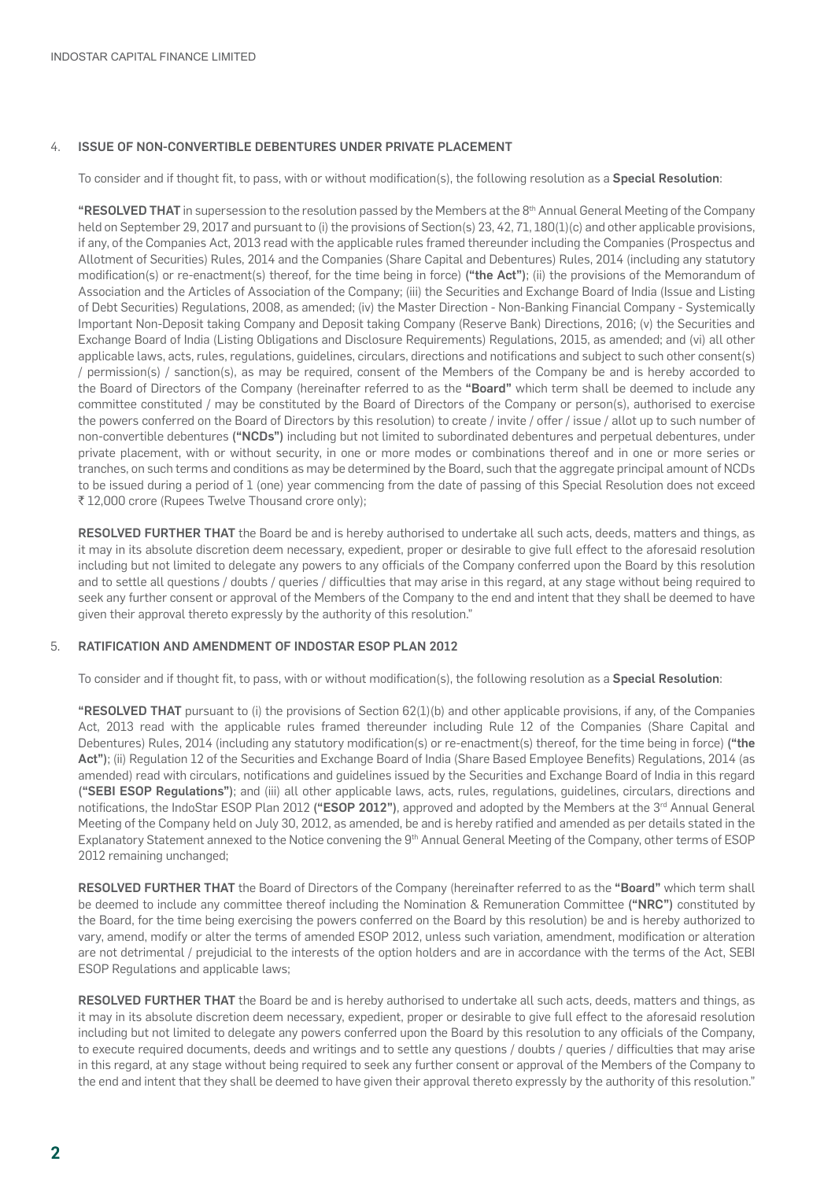4. **ISSUE OF NON-CONVERTIBLE DEBENTURES UNDER PRIVATE PLACEMENT**

To consider and if thought fit, to pass, with or without modification(s), the following resolution as a **Special Resolution**:

**"RESOLVED THAT** in supersession to the resolution passed by the Members at the 8th Annual General Meeting of the Company held on September 29, 2017 and pursuant to (i) the provisions of Section(s) 23, 42, 71, 180(1)(c) and other applicable provisions, if any, of the Companies Act, 2013 read with the applicable rules framed thereunder including the Companies (Prospectus and Allotment of Securities) Rules, 2014 and the Companies (Share Capital and Debentures) Rules, 2014 (including any statutory modification(s) or re-enactment(s) thereof, for the time being in force) **("the Act")**; (ii) the provisions of the Memorandum of Association and the Articles of Association of the Company; (iii) the Securities and Exchange Board of India (Issue and Listing of Debt Securities) Regulations, 2008, as amended; (iv) the Master Direction - Non-Banking Financial Company - Systemically Important Non-Deposit taking Company and Deposit taking Company (Reserve Bank) Directions, 2016; (v) the Securities and Exchange Board of India (Listing Obligations and Disclosure Requirements) Regulations, 2015, as amended; and (vi) all other applicable laws, acts, rules, regulations, guidelines, circulars, directions and notifications and subject to such other consent(s) / permission(s) / sanction(s), as may be required, consent of the Members of the Company be and is hereby accorded to the Board of Directors of the Company (hereinafter referred to as the **"Board"** which term shall be deemed to include any committee constituted / may be constituted by the Board of Directors of the Company or person(s), authorised to exercise the powers conferred on the Board of Directors by this resolution) to create / invite / offer / issue / allot up to such number of non-convertible debentures **("NCDs")** including but not limited to subordinated debentures and perpetual debentures, under private placement, with or without security, in one or more modes or combinations thereof and in one or more series or tranches, on such terms and conditions as may be determined by the Board, such that the aggregate principal amount of NCDs to be issued during a period of 1 (one) year commencing from the date of passing of this Special Resolution does not exceed ₹ 12,000 crore (Rupees Twelve Thousand crore only);

**RESOLVED FURTHER THAT** the Board be and is hereby authorised to undertake all such acts, deeds, matters and things, as it may in its absolute discretion deem necessary, expedient, proper or desirable to give full effect to the aforesaid resolution including but not limited to delegate any powers to any officials of the Company conferred upon the Board by this resolution and to settle all questions / doubts / queries / difficulties that may arise in this regard, at any stage without being required to seek any further consent or approval of the Members of the Company to the end and intent that they shall be deemed to have given their approval thereto expressly by the authority of this resolution."

5. **RATIFICATION AND AMENDMENT OF INDOSTAR ESOP PLAN 2012**

To consider and if thought fit, to pass, with or without modification(s), the following resolution as a **Special Resolution**:

**"RESOLVED THAT** pursuant to (i) the provisions of Section 62(1)(b) and other applicable provisions, if any, of the Companies Act, 2013 read with the applicable rules framed thereunder including Rule 12 of the Companies (Share Capital and Debentures) Rules, 2014 (including any statutory modification(s) or re-enactment(s) thereof, for the time being in force) **("the Act")**; (ii) Regulation 12 of the Securities and Exchange Board of India (Share Based Employee Benefits) Regulations, 2014 (as amended) read with circulars, notifications and guidelines issued by the Securities and Exchange Board of India in this regard **("SEBI ESOP Regulations")**; and (iii) all other applicable laws, acts, rules, regulations, guidelines, circulars, directions and notifications, the IndoStar ESOP Plan 2012 **("ESOP 2012")**, approved and adopted by the Members at the 3rd Annual General Meeting of the Company held on July 30, 2012, as amended, be and is hereby ratified and amended as per details stated in the Explanatory Statement annexed to the Notice convening the 9th Annual General Meeting of the Company, other terms of ESOP 2012 remaining unchanged;

**RESOLVED FURTHER THAT** the Board of Directors of the Company (hereinafter referred to as the **"Board"** which term shall be deemed to include any committee thereof including the Nomination & Remuneration Committee **("NRC")** constituted by the Board, for the time being exercising the powers conferred on the Board by this resolution) be and is hereby authorized to vary, amend, modify or alter the terms of amended ESOP 2012, unless such variation, amendment, modification or alteration are not detrimental / prejudicial to the interests of the option holders and are in accordance with the terms of the Act, SEBI ESOP Regulations and applicable laws;

**RESOLVED FURTHER THAT** the Board be and is hereby authorised to undertake all such acts, deeds, matters and things, as it may in its absolute discretion deem necessary, expedient, proper or desirable to give full effect to the aforesaid resolution including but not limited to delegate any powers conferred upon the Board by this resolution to any officials of the Company, to execute required documents, deeds and writings and to settle any questions / doubts / queries / difficulties that may arise in this regard, at any stage without being required to seek any further consent or approval of the Members of the Company to the end and intent that they shall be deemed to have given their approval thereto expressly by the authority of this resolution."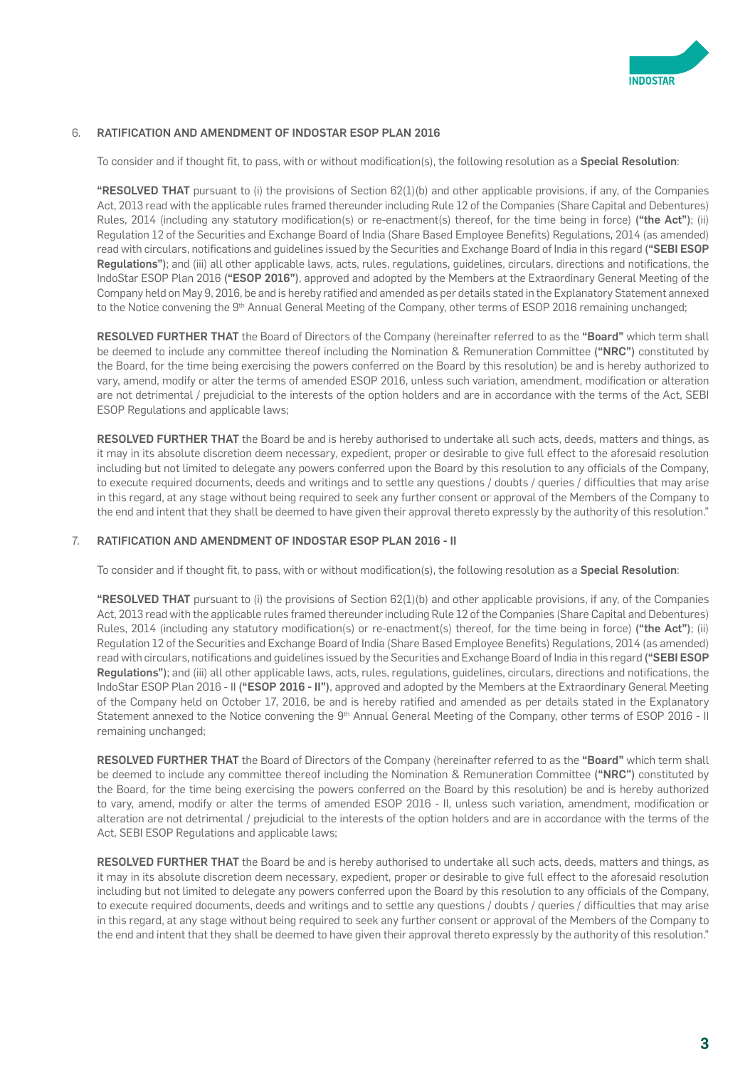6. **RATIFICATION AND AMENDMENT OF INDOSTAR ESOP PLAN 2016**

To consider and if thought fit, to pass, with or without modification(s), the following resolution as a **Special Resolution**:

"**RESOLVED THAT** pursuant to (i) the provisions of Section 62(1)(b) and other applicable provisions, if any, of the Companies Act, 2013 read with the applicable rules framed thereunder including Rule 12 of the Companies (Share Capital and Debentures) Rules, 2014 (including any statutory modification(s) or re-enactment(s) thereof, for the time being in force) (**"the Act"**); (ii) Regulation 12 of the Securities and Exchange Board of India (Share Based Employee Benefits) Regulations, 2014 (as amended) read with circulars, notifications and guidelines issued by the Securities and Exchange Board of India in this regard (**"SEBI ESOP Regulations"**); and (iii) all other applicable laws, acts, rules, regulations, guidelines, circulars, directions and notifications, the IndoStar ESOP Plan 2016 (**"ESOP 2016"**), approved and adopted by the Members at the Extraordinary General Meeting of the Company held on May 9, 2016, be and is hereby ratified and amended as per details stated in the Explanatory Statement annexed to the Notice convening the 9th Annual General Meeting of the Company, other terms of ESOP 2016 remaining unchanged;

**RESOLVED FURTHER THAT** the Board of Directors of the Company (hereinafter referred to as the **"Board"** which term shall be deemed to include any committee thereof including the Nomination & Remuneration Committee (**"NRC"**) constituted by the Board, for the time being exercising the powers conferred on the Board by this resolution) be and is hereby authorized to vary, amend, modify or alter the terms of amended ESOP 2016, unless such variation, amendment, modification or alteration are not detrimental / prejudicial to the interests of the option holders and are in accordance with the terms of the Act, SEBI ESOP Regulations and applicable laws;

**RESOLVED FURTHER THAT** the Board be and is hereby authorised to undertake all such acts, deeds, matters and things, as it may in its absolute discretion deem necessary, expedient, proper or desirable to give full effect to the aforesaid resolution including but not limited to delegate any powers conferred upon the Board by this resolution to any officials of the Company, to execute required documents, deeds and writings and to settle any questions / doubts / queries / difficulties that may arise in this regard, at any stage without being required to seek any further consent or approval of the Members of the Company to the end and intent that they shall be deemed to have given their approval thereto expressly by the authority of this resolution."

7. **RATIFICATION AND AMENDMENT OF INDOSTAR ESOP PLAN 2016 - II**

To consider and if thought fit, to pass, with or without modification(s), the following resolution as a **Special Resolution**:

"**RESOLVED THAT** pursuant to (i) the provisions of Section 62(1)(b) and other applicable provisions, if any, of the Companies Act, 2013 read with the applicable rules framed thereunder including Rule 12 of the Companies (Share Capital and Debentures) Rules, 2014 (including any statutory modification(s) or re-enactment(s) thereof, for the time being in force) (**"the Act"**); (ii) Regulation 12 of the Securities and Exchange Board of India (Share Based Employee Benefits) Regulations, 2014 (as amended) read with circulars, notifications and guidelines issued by the Securities and Exchange Board of India in this regard (**"SEBI ESOP Regulations"**); and (iii) all other applicable laws, acts, rules, regulations, guidelines, circulars, directions and notifications, the IndoStar ESOP Plan 2016 - II (**"ESOP 2016 - II"**), approved and adopted by the Members at the Extraordinary General Meeting of the Company held on October 17, 2016, be and is hereby ratified and amended as per details stated in the Explanatory Statement annexed to the Notice convening the 9th Annual General Meeting of the Company, other terms of ESOP 2016 - II remaining unchanged;

**RESOLVED FURTHER THAT** the Board of Directors of the Company (hereinafter referred to as the **"Board"** which term shall be deemed to include any committee thereof including the Nomination & Remuneration Committee (**"NRC"**) constituted by the Board, for the time being exercising the powers conferred on the Board by this resolution) be and is hereby authorized to vary, amend, modify or alter the terms of amended ESOP 2016 - II, unless such variation, amendment, modification or alteration are not detrimental / prejudicial to the interests of the option holders and are in accordance with the terms of the Act, SEBI ESOP Regulations and applicable laws;

**RESOLVED FURTHER THAT** the Board be and is hereby authorised to undertake all such acts, deeds, matters and things, as it may in its absolute discretion deem necessary, expedient, proper or desirable to give full effect to the aforesaid resolution including but not limited to delegate any powers conferred upon the Board by this resolution to any officials of the Company, to execute required documents, deeds and writings and to settle any questions / doubts / queries / difficulties that may arise in this regard, at any stage without being required to seek any further consent or approval of the Members of the Company to the end and intent that they shall be deemed to have given their approval thereto expressly by the authority of this resolution."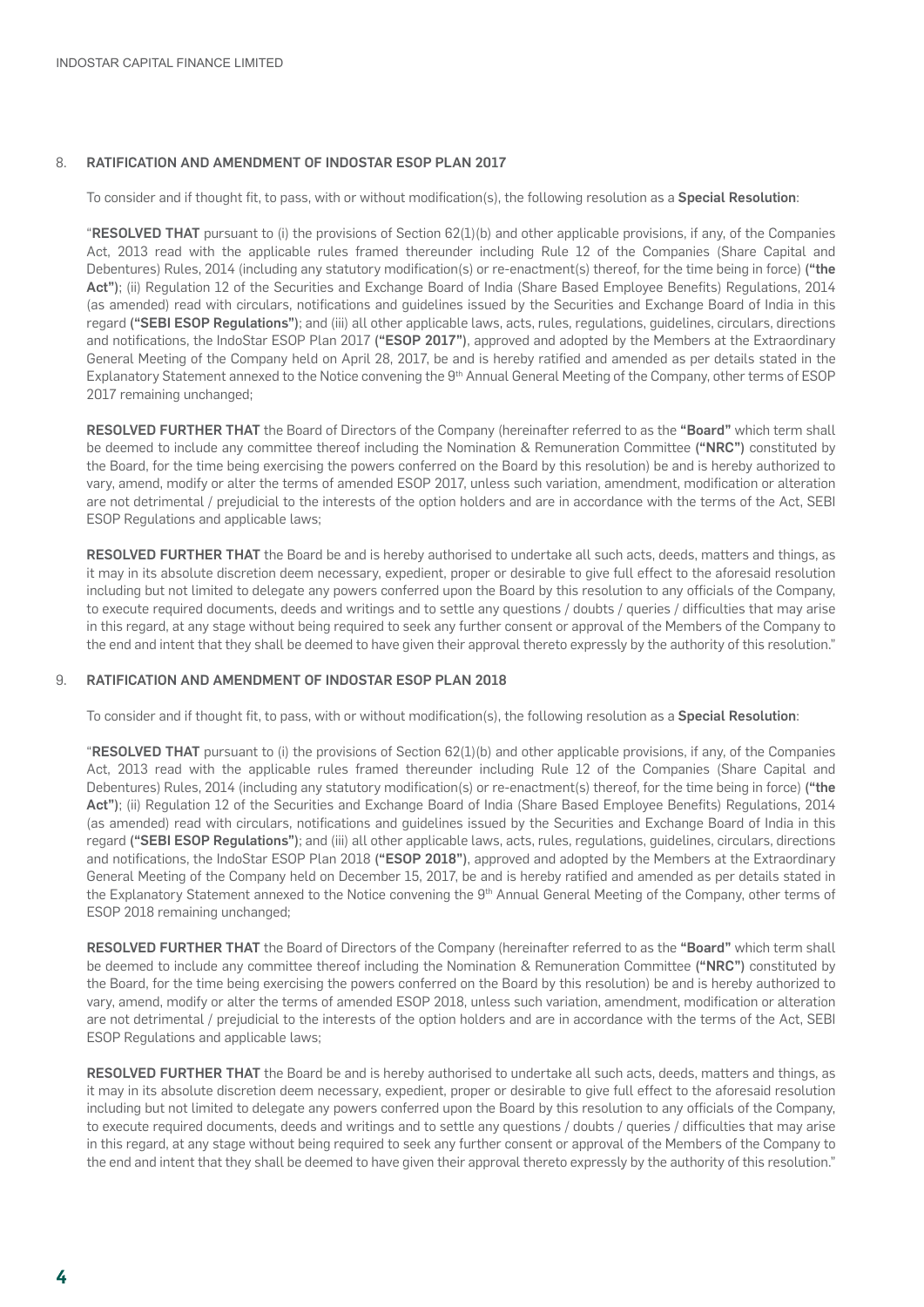## 8. RATIFICATION AND AMENDMENT OF INDOSTAR ESOP PLAN 2017

To consider and if thought fit, to pass, with or without modification(s), the following resolution as a **Special Resolution**:

"**RESOLVED THAT** pursuant to (i) the provisions of Section 62(1)(b) and other applicable provisions, if any, of the Companies Act, 2013 read with the applicable rules framed thereunder including Rule 12 of the Companies (Share Capital and Debentures) Rules, 2014 (including any statutory modification(s) or re-enactment(s) thereof, for the time being in force) **("the Act")**; (ii) Regulation 12 of the Securities and Exchange Board of India (Share Based Employee Benefits) Regulations, 2014 (as amended) read with circulars, notifications and guidelines issued by the Securities and Exchange Board of India in this regard **("SEBI ESOP Regulations")**; and (iii) all other applicable laws, acts, rules, regulations, guidelines, circulars, directions and notifications, the IndoStar ESOP Plan 2017 **("ESOP 2017")**, approved and adopted by the Members at the Extraordinary General Meeting of the Company held on April 28, 2017, be and is hereby ratified and amended as per details stated in the Explanatory Statement annexed to the Notice convening the 9th Annual General Meeting of the Company, other terms of ESOP 2017 remaining unchanged;

**RESOLVED FURTHER THAT** the Board of Directors of the Company (hereinafter referred to as the **"Board"** which term shall be deemed to include any committee thereof including the Nomination & Remuneration Committee **("NRC")** constituted by the Board, for the time being exercising the powers conferred on the Board by this resolution) be and is hereby authorized to vary, amend, modify or alter the terms of amended ESOP 2017, unless such variation, amendment, modification or alteration are not detrimental / prejudicial to the interests of the option holders and are in accordance with the terms of the Act, SEBI ESOP Regulations and applicable laws;

**RESOLVED FURTHER THAT** the Board be and is hereby authorised to undertake all such acts, deeds, matters and things, as it may in its absolute discretion deem necessary, expedient, proper or desirable to give full effect to the aforesaid resolution including but not limited to delegate any powers conferred upon the Board by this resolution to any officials of the Company, to execute required documents, deeds and writings and to settle any questions / doubts / queries / difficulties that may arise in this regard, at any stage without being required to seek any further consent or approval of the Members of the Company to the end and intent that they shall be deemed to have given their approval thereto expressly by the authority of this resolution."

## 9. RATIFICATION AND AMENDMENT OF INDOSTAR ESOP PLAN 2018

To consider and if thought fit, to pass, with or without modification(s), the following resolution as a **Special Resolution**:

"**RESOLVED THAT** pursuant to (i) the provisions of Section 62(1)(b) and other applicable provisions, if any, of the Companies Act, 2013 read with the applicable rules framed thereunder including Rule 12 of the Companies (Share Capital and Debentures) Rules, 2014 (including any statutory modification(s) or re-enactment(s) thereof, for the time being in force) **("the Act")**; (ii) Regulation 12 of the Securities and Exchange Board of India (Share Based Employee Benefits) Regulations, 2014 (as amended) read with circulars, notifications and guidelines issued by the Securities and Exchange Board of India in this regard **("SEBI ESOP Regulations")**; and (iii) all other applicable laws, acts, rules, regulations, guidelines, circulars, directions and notifications, the IndoStar ESOP Plan 2018 **("ESOP 2018")**, approved and adopted by the Members at the Extraordinary General Meeting of the Company held on December 15, 2017, be and is hereby ratified and amended as per details stated in the Explanatory Statement annexed to the Notice convening the 9th Annual General Meeting of the Company, other terms of ESOP 2018 remaining unchanged;

**RESOLVED FURTHER THAT** the Board of Directors of the Company (hereinafter referred to as the **"Board"** which term shall be deemed to include any committee thereof including the Nomination & Remuneration Committee **("NRC")** constituted by the Board, for the time being exercising the powers conferred on the Board by this resolution) be and is hereby authorized to vary, amend, modify or alter the terms of amended ESOP 2018, unless such variation, amendment, modification or alteration are not detrimental / prejudicial to the interests of the option holders and are in accordance with the terms of the Act, SEBI ESOP Regulations and applicable laws;

**RESOLVED FURTHER THAT** the Board be and is hereby authorised to undertake all such acts, deeds, matters and things, as it may in its absolute discretion deem necessary, expedient, proper or desirable to give full effect to the aforesaid resolution including but not limited to delegate any powers conferred upon the Board by this resolution to any officials of the Company, to execute required documents, deeds and writings and to settle any questions / doubts / queries / difficulties that may arise in this regard, at any stage without being required to seek any further consent or approval of the Members of the Company to the end and intent that they shall be deemed to have given their approval thereto expressly by the authority of this resolution."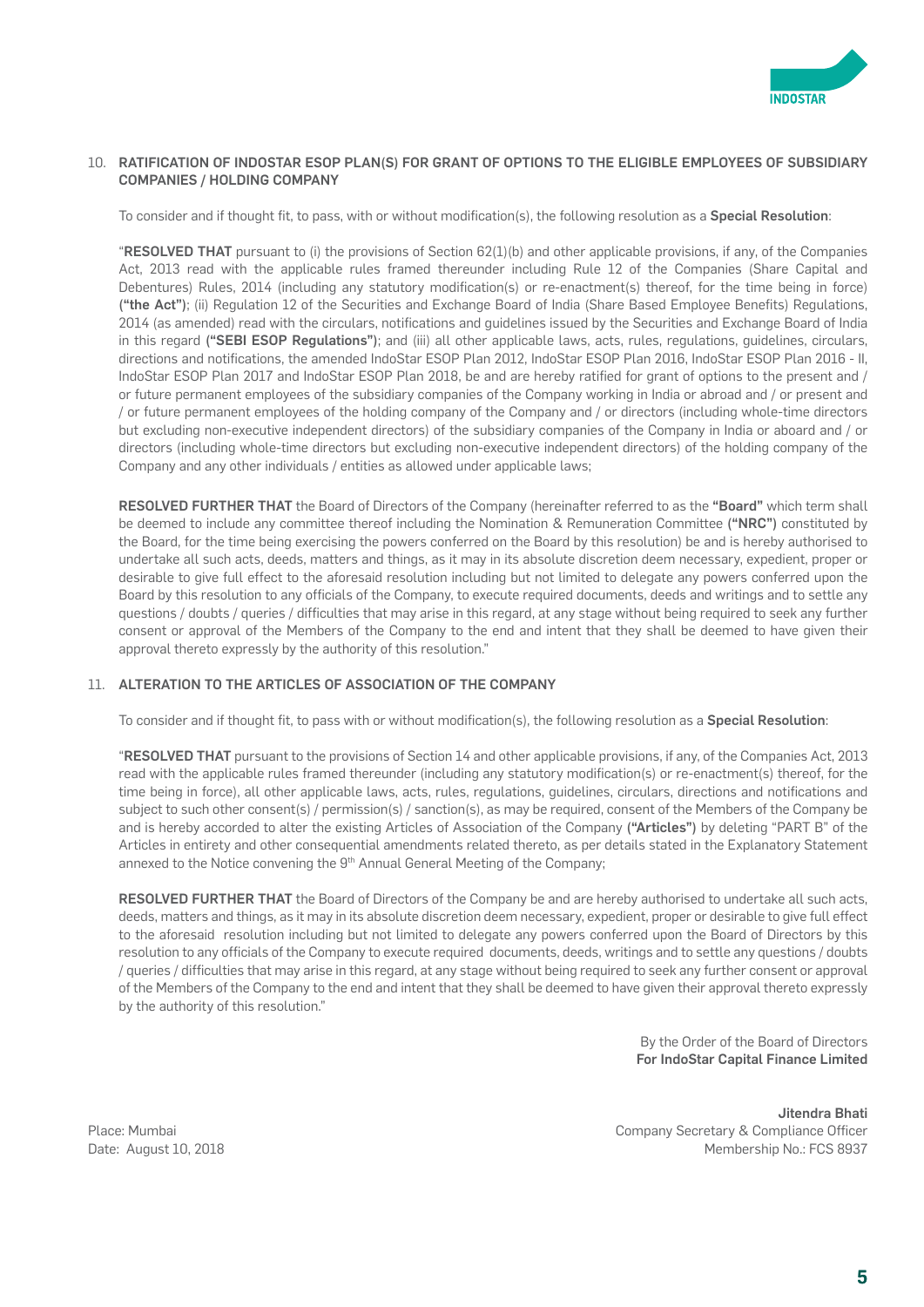10. **RATIFICATION OF INDOSTAR ESOP PLAN(S) FOR GRANT OF OPTIONS TO THE ELIGIBLE EMPLOYEES OF SUBSIDIARY COMPANIES / HOLDING COMPANY**

To consider and if thought fit, to pass, with or without modification(s), the following resolution as a **Special Resolution**:

"**RESOLVED THAT** pursuant to (i) the provisions of Section 62(1)(b) and other applicable provisions, if any, of the Companies Act, 2013 read with the applicable rules framed thereunder including Rule 12 of the Companies (Share Capital and Debentures) Rules, 2014 (including any statutory modification(s) or re-enactment(s) thereof, for the time being in force) **("the Act")**; (ii) Regulation 12 of the Securities and Exchange Board of India (Share Based Employee Benefits) Regulations, 2014 (as amended) read with the circulars, notifications and guidelines issued by the Securities and Exchange Board of India in this regard **("SEBI ESOP Regulations")**; and (iii) all other applicable laws, acts, rules, regulations, guidelines, circulars, directions and notifications, the amended IndoStar ESOP Plan 2012, IndoStar ESOP Plan 2016, IndoStar ESOP Plan 2016 - II, IndoStar ESOP Plan 2017 and IndoStar ESOP Plan 2018, be and are hereby ratified for grant of options to the present and / or future permanent employees of the subsidiary companies of the Company working in India or abroad and / or present and / or future permanent employees of the holding company of the Company and / or directors (including whole-time directors but excluding non-executive independent directors) of the subsidiary companies of the Company in India or aboard and / or directors (including whole-time directors but excluding non-executive independent directors) of the holding company of the Company and any other individuals / entities as allowed under applicable laws;

**RESOLVED FURTHER THAT** the Board of Directors of the Company (hereinafter referred to as the **"Board"** which term shall be deemed to include any committee thereof including the Nomination & Remuneration Committee **("NRC")** constituted by the Board, for the time being exercising the powers conferred on the Board by this resolution) be and is hereby authorised to undertake all such acts, deeds, matters and things, as it may in its absolute discretion deem necessary, expedient, proper or desirable to give full effect to the aforesaid resolution including but not limited to delegate any powers conferred upon the Board by this resolution to any officials of the Company, to execute required documents, deeds and writings and to settle any questions / doubts / queries / difficulties that may arise in this regard, at any stage without being required to seek any further consent or approval of the Members of the Company to the end and intent that they shall be deemed to have given their approval thereto expressly by the authority of this resolution."

11. **ALTERATION TO THE ARTICLES OF ASSOCIATION OF THE COMPANY**

To consider and if thought fit, to pass with or without modification(s), the following resolution as a **Special Resolution**:

"**RESOLVED THAT** pursuant to the provisions of Section 14 and other applicable provisions, if any, of the Companies Act, 2013 read with the applicable rules framed thereunder (including any statutory modification(s) or re-enactment(s) thereof, for the time being in force), all other applicable laws, acts, rules, regulations, guidelines, circulars, directions and notifications and subject to such other consent(s) / permission(s) / sanction(s), as may be required, consent of the Members of the Company be and is hereby accorded to alter the existing Articles of Association of the Company **("Articles")** by deleting "PART B" of the Articles in entirety and other consequential amendments related thereto, as per details stated in the Explanatory Statement annexed to the Notice convening the 9th Annual General Meeting of the Company;

**RESOLVED FURTHER THAT** the Board of Directors of the Company be and are hereby authorised to undertake all such acts, deeds, matters and things, as it may in its absolute discretion deem necessary, expedient, proper or desirable to give full effect to the aforesaid resolution including but not limited to delegate any powers conferred upon the Board of Directors by this resolution to any officials of the Company to execute required documents, deeds, writings and to settle any questions / doubts / queries / difficulties that may arise in this regard, at any stage without being required to seek any further consent or approval of the Members of the Company to the end and intent that they shall be deemed to have given their approval thereto expressly by the authority of this resolution."

By the Order of the Board of Directors
**For IndoStar Capital Finance Limited**

**Jitendra Bhati**
Company Secretary & Compliance Officer
Membership No.: FCS 8937

Place: Mumbai
Date: August 10, 2018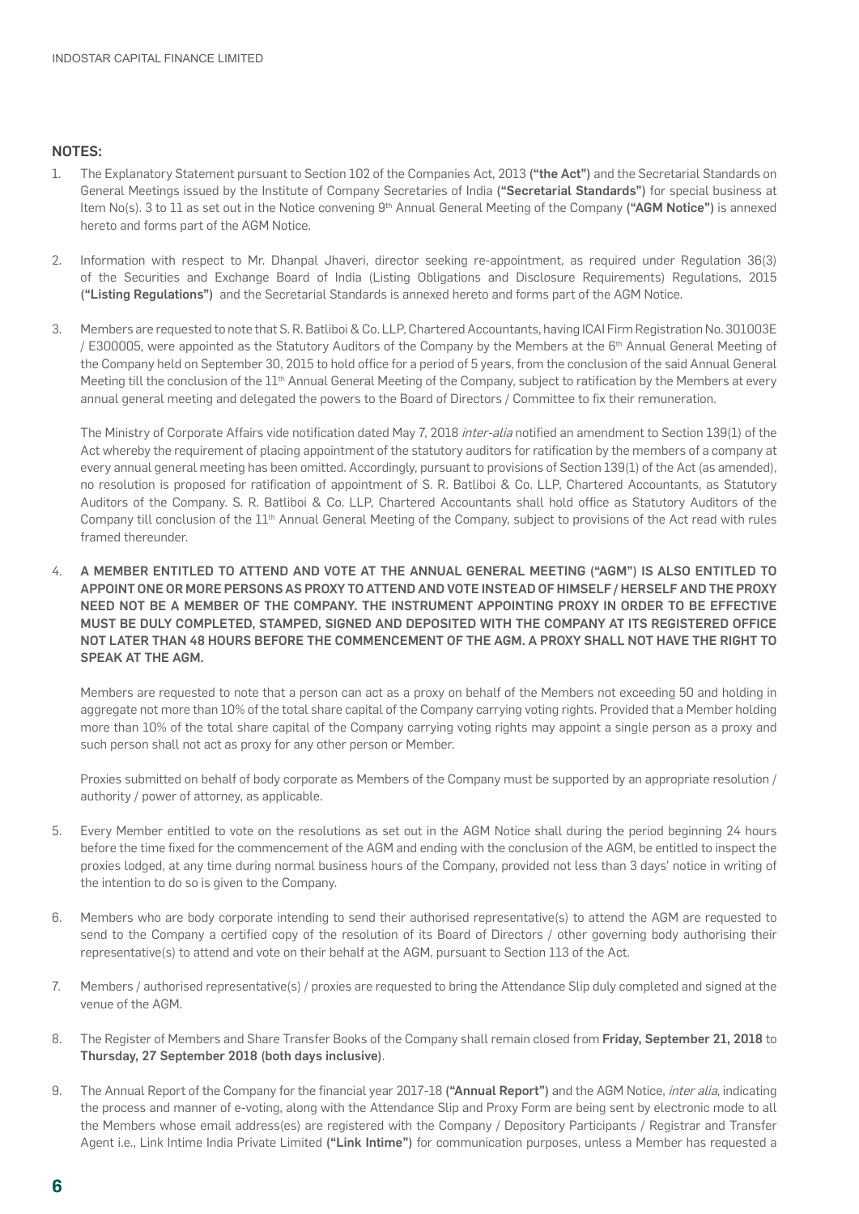## NOTES:

1. The Explanatory Statement pursuant to Section 102 of the Companies Act, 2013 **("the Act")** and the Secretarial Standards on General Meetings issued by the Institute of Company Secretaries of India **("Secretarial Standards")** for special business at Item No(s). 3 to 11 as set out in the Notice convening 9th Annual General Meeting of the Company **("AGM Notice")** is annexed hereto and forms part of the AGM Notice.

2. Information with respect to Mr. Dhanpal Jhaveri, director seeking re-appointment, as required under Regulation 36(3) of the Securities and Exchange Board of India (Listing Obligations and Disclosure Requirements) Regulations, 2015 **("Listing Regulations")** and the Secretarial Standards is annexed hereto and forms part of the AGM Notice.

3. Members are requested to note that S. R. Batliboi & Co. LLP, Chartered Accountants, having ICAI Firm Registration No. 301003E / E300005, were appointed as the Statutory Auditors of the Company by the Members at the 6th Annual General Meeting of the Company held on September 30, 2015 to hold office for a period of 5 years, from the conclusion of the said Annual General Meeting till the conclusion of the 11th Annual General Meeting of the Company, subject to ratification by the Members at every annual general meeting and delegated the powers to the Board of Directors / Committee to fix their remuneration.

   The Ministry of Corporate Affairs vide notification dated May 7, 2018 *inter-alia* notified an amendment to Section 139(1) of the Act whereby the requirement of placing appointment of the statutory auditors for ratification by the members of a company at every annual general meeting has been omitted. Accordingly, pursuant to provisions of Section 139(1) of the Act (as amended), no resolution is proposed for ratification of appointment of S. R. Batliboi & Co. LLP, Chartered Accountants, as Statutory Auditors of the Company. S. R. Batliboi & Co. LLP, Chartered Accountants shall hold office as Statutory Auditors of the Company till conclusion of the 11th Annual General Meeting of the Company, subject to provisions of the Act read with rules framed thereunder.

4. **A MEMBER ENTITLED TO ATTEND AND VOTE AT THE ANNUAL GENERAL MEETING ("AGM") IS ALSO ENTITLED TO APPOINT ONE OR MORE PERSONS AS PROXY TO ATTEND AND VOTE INSTEAD OF HIMSELF / HERSELF AND THE PROXY NEED NOT BE A MEMBER OF THE COMPANY. THE INSTRUMENT APPOINTING PROXY IN ORDER TO BE EFFECTIVE MUST BE DULY COMPLETED, STAMPED, SIGNED AND DEPOSITED WITH THE COMPANY AT ITS REGISTERED OFFICE NOT LATER THAN 48 HOURS BEFORE THE COMMENCEMENT OF THE AGM. A PROXY SHALL NOT HAVE THE RIGHT TO SPEAK AT THE AGM.**

   Members are requested to note that a person can act as a proxy on behalf of the Members not exceeding 50 and holding in aggregate not more than 10% of the total share capital of the Company carrying voting rights. Provided that a Member holding more than 10% of the total share capital of the Company carrying voting rights may appoint a single person as a proxy and such person shall not act as proxy for any other person or Member.

   Proxies submitted on behalf of body corporate as Members of the Company must be supported by an appropriate resolution / authority / power of attorney, as applicable.

5. Every Member entitled to vote on the resolutions as set out in the AGM Notice shall during the period beginning 24 hours before the time fixed for the commencement of the AGM and ending with the conclusion of the AGM, be entitled to inspect the proxies lodged, at any time during normal business hours of the Company, provided not less than 3 days' notice in writing of the intention to do so is given to the Company.

6. Members who are body corporate intending to send their authorised representative(s) to attend the AGM are requested to send to the Company a certified copy of the resolution of its Board of Directors / other governing body authorising their representative(s) to attend and vote on their behalf at the AGM, pursuant to Section 113 of the Act.

7. Members / authorised representative(s) / proxies are requested to bring the Attendance Slip duly completed and signed at the venue of the AGM.

8. The Register of Members and Share Transfer Books of the Company shall remain closed from **Friday, September 21, 2018** to **Thursday, 27 September 2018** (**both days inclusive**).

9. The Annual Report of the Company for the financial year 2017-18 **("Annual Report")** and the AGM Notice, *inter alia*, indicating the process and manner of e-voting, along with the Attendance Slip and Proxy Form are being sent by electronic mode to all the Members whose email address(es) are registered with the Company / Depository Participants / Registrar and Transfer Agent i.e., Link Intime India Private Limited **("Link Intime")** for communication purposes, unless a Member has requested a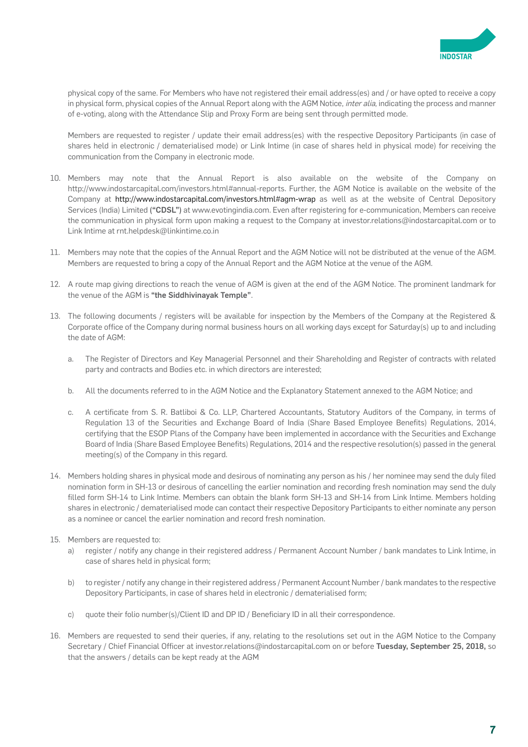physical copy of the same. For Members who have not registered their email address(es) and / or have opted to receive a copy in physical form, physical copies of the Annual Report along with the AGM Notice, *inter alia*, indicating the process and manner of e-voting, along with the Attendance Slip and Proxy Form are being sent through permitted mode.

Members are requested to register / update their email address(es) with the respective Depository Participants (in case of shares held in electronic / dematerialised mode) or Link Intime (in case of shares held in physical mode) for receiving the communication from the Company in electronic mode.

10. Members may note that the Annual Report is also available on the website of the Company on http://www.indostarcapital.com/investors.html#annual-reports. Further, the AGM Notice is available on the website of the Company at http://www.indostarcapital.com/investors.html#agm-wrap as well as at the website of Central Depository Services (India) Limited **("CDSL")** at www.evotingindia.com. Even after registering for e-communication, Members can receive the communication in physical form upon making a request to the Company at investor.relations@indostarcapital.com or to Link Intime at rnt.helpdesk@linkintime.co.in

11. Members may note that the copies of the Annual Report and the AGM Notice will not be distributed at the venue of the AGM. Members are requested to bring a copy of the Annual Report and the AGM Notice at the venue of the AGM.

12. A route map giving directions to reach the venue of AGM is given at the end of the AGM Notice. The prominent landmark for the venue of the AGM is **"the Siddhivinayak Temple"**.

13. The following documents / registers will be available for inspection by the Members of the Company at the Registered & Corporate office of the Company during normal business hours on all working days except for Saturday(s) up to and including the date of AGM:

    a. The Register of Directors and Key Managerial Personnel and their Shareholding and Register of contracts with related party and contracts and Bodies etc. in which directors are interested;

    b. All the documents referred to in the AGM Notice and the Explanatory Statement annexed to the AGM Notice; and

    c. A certificate from S. R. Batliboi & Co. LLP, Chartered Accountants, Statutory Auditors of the Company, in terms of Regulation 13 of the Securities and Exchange Board of India (Share Based Employee Benefits) Regulations, 2014, certifying that the ESOP Plans of the Company have been implemented in accordance with the Securities and Exchange Board of India (Share Based Employee Benefits) Regulations, 2014 and the respective resolution(s) passed in the general meeting(s) of the Company in this regard.

14. Members holding shares in physical mode and desirous of nominating any person as his / her nominee may send the duly filed nomination form in SH-13 or desirous of cancelling the earlier nomination and recording fresh nomination may send the duly filled form SH-14 to Link Intime. Members can obtain the blank form SH-13 and SH-14 from Link Intime. Members holding shares in electronic / dematerialised mode can contact their respective Depository Participants to either nominate any person as a nominee or cancel the earlier nomination and record fresh nomination.

15. Members are requested to:

    a) register / notify any change in their registered address / Permanent Account Number / bank mandates to Link Intime, in case of shares held in physical form;

    b) to register / notify any change in their registered address / Permanent Account Number / bank mandates to the respective Depository Participants, in case of shares held in electronic / dematerialised form;

    c) quote their folio number(s)/Client ID and DP ID / Beneficiary ID in all their correspondence.

16. Members are requested to send their queries, if any, relating to the resolutions set out in the AGM Notice to the Company Secretary / Chief Financial Officer at investor.relations@indostarcapital.com on or before **Tuesday, September 25, 2018,** so that the answers / details can be kept ready at the AGM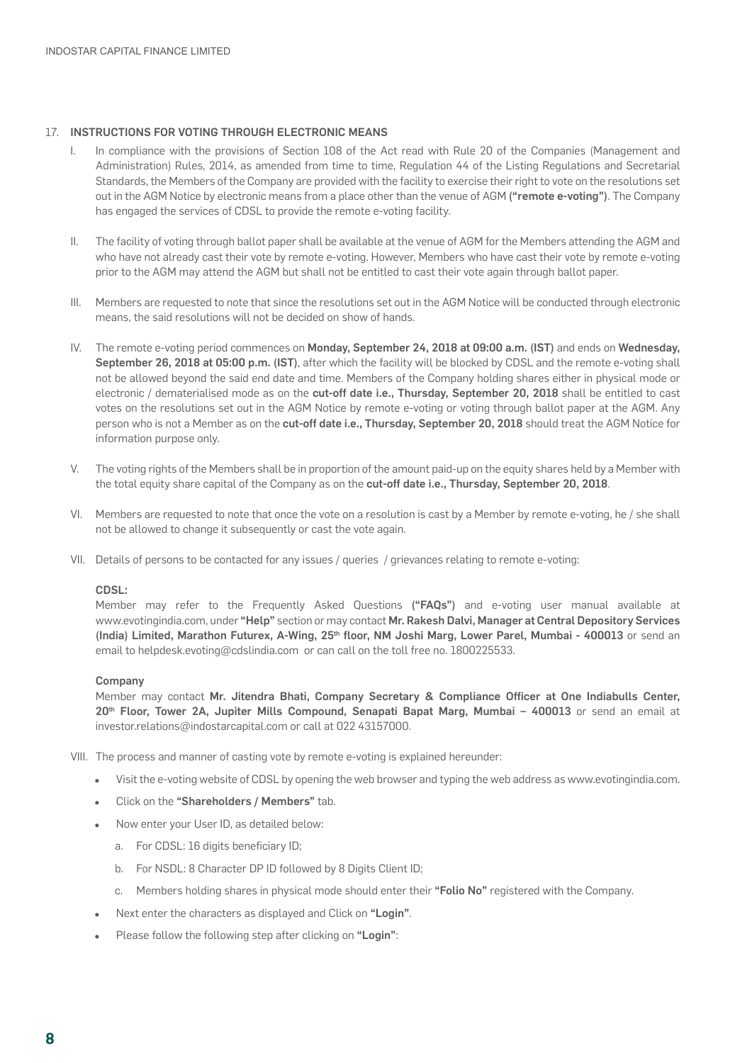## 17. INSTRUCTIONS FOR VOTING THROUGH ELECTRONIC MEANS

I. In compliance with the provisions of Section 108 of the Act read with Rule 20 of the Companies (Management and Administration) Rules, 2014, as amended from time to time, Regulation 44 of the Listing Regulations and Secretarial Standards, the Members of the Company are provided with the facility to exercise their right to vote on the resolutions set out in the AGM Notice by electronic means from a place other than the venue of AGM **("remote e-voting")**. The Company has engaged the services of CDSL to provide the remote e-voting facility.

II. The facility of voting through ballot paper shall be available at the venue of AGM for the Members attending the AGM and who have not already cast their vote by remote e-voting. However, Members who have cast their vote by remote e-voting prior to the AGM may attend the AGM but shall not be entitled to cast their vote again through ballot paper.

III. Members are requested to note that since the resolutions set out in the AGM Notice will be conducted through electronic means, the said resolutions will not be decided on show of hands.

IV. The remote e-voting period commences on **Monday, September 24, 2018 at 09:00 a.m. (IST)** and ends on **Wednesday, September 26, 2018 at 05:00 p.m. (IST)**, after which the facility will be blocked by CDSL and the remote e-voting shall not be allowed beyond the said end date and time. Members of the Company holding shares either in physical mode or electronic / dematerialised mode as on the **cut-off date i.e., Thursday, September 20, 2018** shall be entitled to cast votes on the resolutions set out in the AGM Notice by remote e-voting or voting through ballot paper at the AGM. Any person who is not a Member as on the **cut-off date i.e., Thursday, September 20, 2018** should treat the AGM Notice for information purpose only.

V. The voting rights of the Members shall be in proportion of the amount paid-up on the equity shares held by a Member with the total equity share capital of the Company as on the **cut-off date i.e., Thursday, September 20, 2018**.

VI. Members are requested to note that once the vote on a resolution is cast by a Member by remote e-voting, he / she shall not be allowed to change it subsequently or cast the vote again.

VII. Details of persons to be contacted for any issues / queries / grievances relating to remote e-voting:

**CDSL:**

Member may refer to the Frequently Asked Questions **("FAQs")** and e-voting user manual available at www.evotingindia.com, under **"Help"** section or may contact **Mr. Rakesh Dalvi, Manager at Central Depository Services (India) Limited, Marathon Futurex, A-Wing, 25th floor, NM Joshi Marg, Lower Parel, Mumbai - 400013** or send an email to helpdesk.evoting@cdslindia.com or can call on the toll free no. 1800225533.

**Company**

Member may contact **Mr. Jitendra Bhati, Company Secretary & Compliance Officer at One Indiabulls Center, 20th Floor, Tower 2A, Jupiter Mills Compound, Senapati Bapat Marg, Mumbai – 400013** or send an email at investor.relations@indostarcapital.com or call at 022 43157000.

VIII. The process and manner of casting vote by remote e-voting is explained hereunder:

- Visit the e-voting website of CDSL by opening the web browser and typing the web address as www.evotingindia.com.
- Click on the **"Shareholders / Members"** tab.
- Now enter your User ID, as detailed below:
  a. For CDSL: 16 digits beneficiary ID;
  b. For NSDL: 8 Character DP ID followed by 8 Digits Client ID;
  c. Members holding shares in physical mode should enter their **"Folio No"** registered with the Company.
- Next enter the characters as displayed and Click on **"Login"**.
- Please follow the following step after clicking on **"Login"**: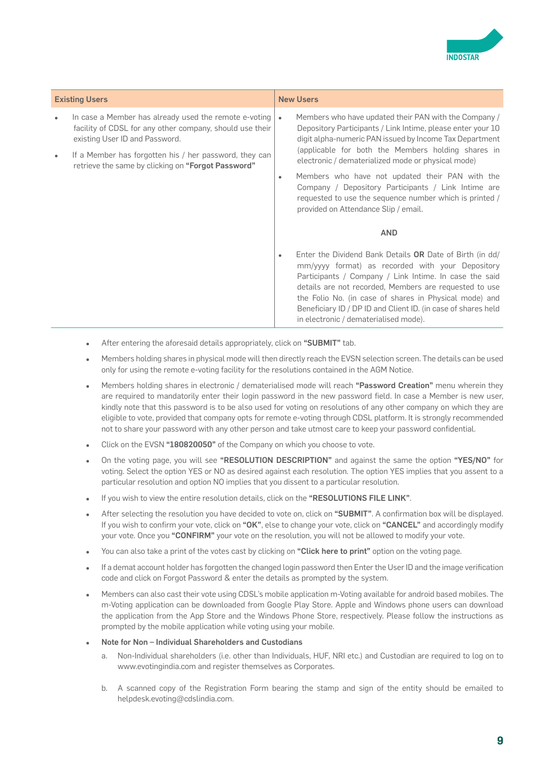| Existing Users | New Users |
|---|---|
| • In case a Member has already used the remote e-voting facility of CDSL for any other company, should use their existing User ID and Password.<br>• If a Member has forgotten his / her password, they can retrieve the same by clicking on **"Forgot Password"** | • Members who have updated their PAN with the Company / Depository Participants / Link Intime, please enter your 10 digit alpha-numeric PAN issued by Income Tax Department (applicable for both the Members holding shares in electronic / dematerialized mode or physical mode)<br>• Members who have not updated their PAN with the Company / Depository Participants / Link Intime are requested to use the sequence number which is printed / provided on Attendance Slip / email.<br>**AND**<br>• Enter the Dividend Bank Details **OR** Date of Birth (in dd/mm/yyyy format) as recorded with your Depository Participants / Company / Link Intime. In case the said details are not recorded, Members are requested to use the Folio No. (in case of shares in Physical mode) and Beneficiary ID / DP ID and Client ID. (in case of shares held in electronic / dematerialised mode). |

- After entering the aforesaid details appropriately, click on **"SUBMIT"** tab.
- Members holding shares in physical mode will then directly reach the EVSN selection screen. The details can be used only for using the remote e-voting facility for the resolutions contained in the AGM Notice.
- Members holding shares in electronic / dematerialised mode will reach **"Password Creation"** menu wherein they are required to mandatorily enter their login password in the new password field. In case a Member is new user, kindly note that this password is to be also used for voting on resolutions of any other company on which they are eligible to vote, provided that company opts for remote e-voting through CDSL platform. It is strongly recommended not to share your password with any other person and take utmost care to keep your password confidential.
- Click on the EVSN **"180820050"** of the Company on which you choose to vote.
- On the voting page, you will see **"RESOLUTION DESCRIPTION"** and against the same the option **"YES/NO"** for voting. Select the option YES or NO as desired against each resolution. The option YES implies that you assent to a particular resolution and option NO implies that you dissent to a particular resolution.
- If you wish to view the entire resolution details, click on the **"RESOLUTIONS FILE LINK"**.
- After selecting the resolution you have decided to vote on, click on **"SUBMIT"**. A confirmation box will be displayed. If you wish to confirm your vote, click on **"OK"**, else to change your vote, click on **"CANCEL"** and accordingly modify your vote. Once you **"CONFIRM"** your vote on the resolution, you will not be allowed to modify your vote.
- You can also take a print of the votes cast by clicking on **"Click here to print"** option on the voting page.
- If a demat account holder has forgotten the changed login password then Enter the User ID and the image verification code and click on Forgot Password & enter the details as prompted by the system.
- Members can also cast their vote using CDSL's mobile application m-Voting available for android based mobiles. The m-Voting application can be downloaded from Google Play Store. Apple and Windows phone users can download the application from the App Store and the Windows Phone Store, respectively. Please follow the instructions as prompted by the mobile application while voting using your mobile.
- **Note for Non – Individual Shareholders and Custodians**

  a. Non-Individual shareholders (i.e. other than Individuals, HUF, NRI etc.) and Custodian are required to log on to www.evotingindia.com and register themselves as Corporates.

  b. A scanned copy of the Registration Form bearing the stamp and sign of the entity should be emailed to helpdesk.evoting@cdslindia.com.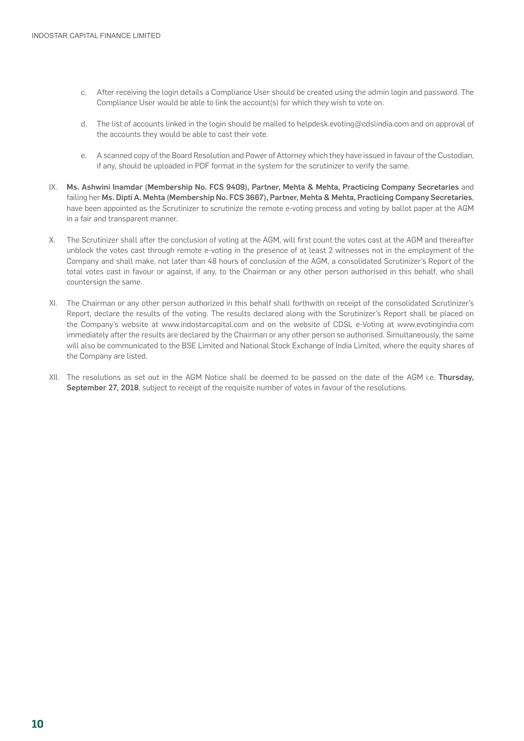c. After receiving the login details a Compliance User should be created using the admin login and password. The Compliance User would be able to link the account(s) for which they wish to vote on.

d. The list of accounts linked in the login should be mailed to helpdesk.evoting@cdslindia.com and on approval of the accounts they would be able to cast their vote.

e. A scanned copy of the Board Resolution and Power of Attorney which they have issued in favour of the Custodian, if any, should be uploaded in PDF format in the system for the scrutinizer to verify the same.

IX. **Ms. Ashwini Inamdar (Membership No. FCS 9409), Partner, Mehta & Mehta, Practicing Company Secretaries** and failing her **Ms. Dipti A. Mehta (Membership No. FCS 3667), Partner, Mehta & Mehta, Practicing Company Secretaries**, have been appointed as the Scrutinizer to scrutinize the remote e-voting process and voting by ballot paper at the AGM in a fair and transparent manner.

X. The Scrutinizer shall after the conclusion of voting at the AGM, will first count the votes cast at the AGM and thereafter unblock the votes cast through remote e-voting in the presence of at least 2 witnesses not in the employment of the Company and shall make, not later than 48 hours of conclusion of the AGM, a consolidated Scrutinizer's Report of the total votes cast in favour or against, if any, to the Chairman or any other person authorised in this behalf, who shall countersign the same.

XI. The Chairman or any other person authorized in this behalf shall forthwith on receipt of the consolidated Scrutinizer's Report, declare the results of the voting. The results declared along with the Scrutinizer's Report shall be placed on the Company's website at www.indostarcapital.com and on the website of CDSL e-Voting at www.evotingindia.com immediately after the results are declared by the Chairman or any other person so authorised. Simultaneously, the same will also be communicated to the BSE Limited and National Stock Exchange of India Limited, where the equity shares of the Company are listed.

XII. The resolutions as set out in the AGM Notice shall be deemed to be passed on the date of the AGM i.e. **Thursday, September 27, 2018**, subject to receipt of the requisite number of votes in favour of the resolutions.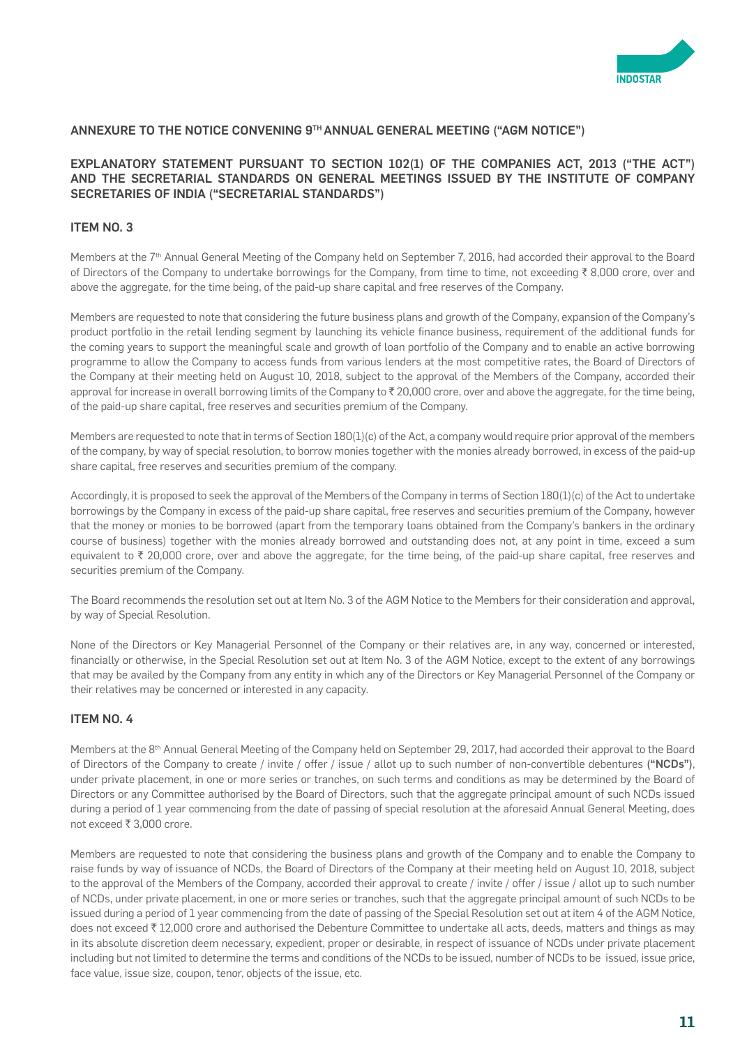## ANNEXURE TO THE NOTICE CONVENING 9TH ANNUAL GENERAL MEETING ("AGM NOTICE")

## EXPLANATORY STATEMENT PURSUANT TO SECTION 102(1) OF THE COMPANIES ACT, 2013 ("THE ACT") AND THE SECRETARIAL STANDARDS ON GENERAL MEETINGS ISSUED BY THE INSTITUTE OF COMPANY SECRETARIES OF INDIA ("SECRETARIAL STANDARDS")

### ITEM NO. 3

Members at the 7th Annual General Meeting of the Company held on September 7, 2016, had accorded their approval to the Board of Directors of the Company to undertake borrowings for the Company, from time to time, not exceeding ₹ 8,000 crore, over and above the aggregate, for the time being, of the paid-up share capital and free reserves of the Company.

Members are requested to note that considering the future business plans and growth of the Company, expansion of the Company's product portfolio in the retail lending segment by launching its vehicle finance business, requirement of the additional funds for the coming years to support the meaningful scale and growth of loan portfolio of the Company and to enable an active borrowing programme to allow the Company to access funds from various lenders at the most competitive rates, the Board of Directors of the Company at their meeting held on August 10, 2018, subject to the approval of the Members of the Company, accorded their approval for increase in overall borrowing limits of the Company to ₹ 20,000 crore, over and above the aggregate, for the time being, of the paid-up share capital, free reserves and securities premium of the Company.

Members are requested to note that in terms of Section 180(1)(c) of the Act, a company would require prior approval of the members of the company, by way of special resolution, to borrow monies together with the monies already borrowed, in excess of the paid-up share capital, free reserves and securities premium of the company.

Accordingly, it is proposed to seek the approval of the Members of the Company in terms of Section 180(1)(c) of the Act to undertake borrowings by the Company in excess of the paid-up share capital, free reserves and securities premium of the Company, however that the money or monies to be borrowed (apart from the temporary loans obtained from the Company's bankers in the ordinary course of business) together with the monies already borrowed and outstanding does not, at any point in time, exceed a sum equivalent to ₹ 20,000 crore, over and above the aggregate, for the time being, of the paid-up share capital, free reserves and securities premium of the Company.

The Board recommends the resolution set out at Item No. 3 of the AGM Notice to the Members for their consideration and approval, by way of Special Resolution.

None of the Directors or Key Managerial Personnel of the Company or their relatives are, in any way, concerned or interested, financially or otherwise, in the Special Resolution set out at Item No. 3 of the AGM Notice, except to the extent of any borrowings that may be availed by the Company from any entity in which any of the Directors or Key Managerial Personnel of the Company or their relatives may be concerned or interested in any capacity.

### ITEM NO. 4

Members at the 8th Annual General Meeting of the Company held on September 29, 2017, had accorded their approval to the Board of Directors of the Company to create / invite / offer / issue / allot up to such number of non-convertible debentures **("NCDs")**, under private placement, in one or more series or tranches, on such terms and conditions as may be determined by the Board of Directors or any Committee authorised by the Board of Directors, such that the aggregate principal amount of such NCDs issued during a period of 1 year commencing from the date of passing of special resolution at the aforesaid Annual General Meeting, does not exceed ₹ 3,000 crore.

Members are requested to note that considering the business plans and growth of the Company and to enable the Company to raise funds by way of issuance of NCDs, the Board of Directors of the Company at their meeting held on August 10, 2018, subject to the approval of the Members of the Company, accorded their approval to create / invite / offer / issue / allot up to such number of NCDs, under private placement, in one or more series or tranches, such that the aggregate principal amount of such NCDs to be issued during a period of 1 year commencing from the date of passing of the Special Resolution set out at item 4 of the AGM Notice, does not exceed ₹ 12,000 crore and authorised the Debenture Committee to undertake all acts, deeds, matters and things as may in its absolute discretion deem necessary, expedient, proper or desirable, in respect of issuance of NCDs under private placement including but not limited to determine the terms and conditions of the NCDs to be issued, number of NCDs to be issued, issue price, face value, issue size, coupon, tenor, objects of the issue, etc.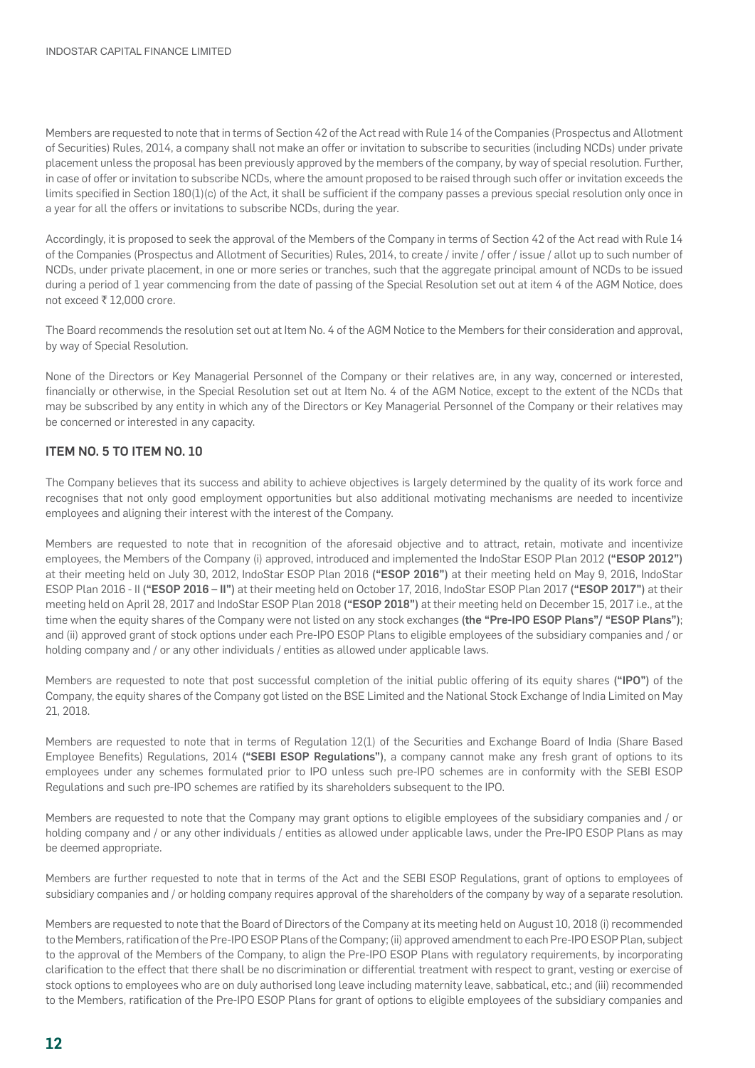Members are requested to note that in terms of Section 42 of the Act read with Rule 14 of the Companies (Prospectus and Allotment of Securities) Rules, 2014, a company shall not make an offer or invitation to subscribe to securities (including NCDs) under private placement unless the proposal has been previously approved by the members of the company, by way of special resolution. Further, in case of offer or invitation to subscribe NCDs, where the amount proposed to be raised through such offer or invitation exceeds the limits specified in Section 180(1)(c) of the Act, it shall be sufficient if the company passes a previous special resolution only once in a year for all the offers or invitations to subscribe NCDs, during the year.

Accordingly, it is proposed to seek the approval of the Members of the Company in terms of Section 42 of the Act read with Rule 14 of the Companies (Prospectus and Allotment of Securities) Rules, 2014, to create / invite / offer / issue / allot up to such number of NCDs, under private placement, in one or more series or tranches, such that the aggregate principal amount of NCDs to be issued during a period of 1 year commencing from the date of passing of the Special Resolution set out at item 4 of the AGM Notice, does not exceed ₹ 12,000 crore.

The Board recommends the resolution set out at Item No. 4 of the AGM Notice to the Members for their consideration and approval, by way of Special Resolution.

None of the Directors or Key Managerial Personnel of the Company or their relatives are, in any way, concerned or interested, financially or otherwise, in the Special Resolution set out at Item No. 4 of the AGM Notice, except to the extent of the NCDs that may be subscribed by any entity in which any of the Directors or Key Managerial Personnel of the Company or their relatives may be concerned or interested in any capacity.

## ITEM NO. 5 TO ITEM NO. 10

The Company believes that its success and ability to achieve objectives is largely determined by the quality of its work force and recognises that not only good employment opportunities but also additional motivating mechanisms are needed to incentivize employees and aligning their interest with the interest of the Company.

Members are requested to note that in recognition of the aforesaid objective and to attract, retain, motivate and incentivize employees, the Members of the Company (i) approved, introduced and implemented the IndoStar ESOP Plan 2012 **("ESOP 2012")** at their meeting held on July 30, 2012, IndoStar ESOP Plan 2016 **("ESOP 2016")** at their meeting held on May 9, 2016, IndoStar ESOP Plan 2016 - II **("ESOP 2016 – II")** at their meeting held on October 17, 2016, IndoStar ESOP Plan 2017 **("ESOP 2017")** at their meeting held on April 28, 2017 and IndoStar ESOP Plan 2018 **("ESOP 2018")** at their meeting held on December 15, 2017 i.e., at the time when the equity shares of the Company were not listed on any stock exchanges **(the "Pre-IPO ESOP Plans"/ "ESOP Plans")**; and (ii) approved grant of stock options under each Pre-IPO ESOP Plans to eligible employees of the subsidiary companies and / or holding company and / or any other individuals / entities as allowed under applicable laws.

Members are requested to note that post successful completion of the initial public offering of its equity shares **("IPO")** of the Company, the equity shares of the Company got listed on the BSE Limited and the National Stock Exchange of India Limited on May 21, 2018.

Members are requested to note that in terms of Regulation 12(1) of the Securities and Exchange Board of India (Share Based Employee Benefits) Regulations, 2014 **("SEBI ESOP Regulations")**, a company cannot make any fresh grant of options to its employees under any schemes formulated prior to IPO unless such pre-IPO schemes are in conformity with the SEBI ESOP Regulations and such pre-IPO schemes are ratified by its shareholders subsequent to the IPO.

Members are requested to note that the Company may grant options to eligible employees of the subsidiary companies and / or holding company and / or any other individuals / entities as allowed under applicable laws, under the Pre-IPO ESOP Plans as may be deemed appropriate.

Members are further requested to note that in terms of the Act and the SEBI ESOP Regulations, grant of options to employees of subsidiary companies and / or holding company requires approval of the shareholders of the company by way of a separate resolution.

Members are requested to note that the Board of Directors of the Company at its meeting held on August 10, 2018 (i) recommended to the Members, ratification of the Pre-IPO ESOP Plans of the Company; (ii) approved amendment to each Pre-IPO ESOP Plan, subject to the approval of the Members of the Company, to align the Pre-IPO ESOP Plans with regulatory requirements, by incorporating clarification to the effect that there shall be no discrimination or differential treatment with respect to grant, vesting or exercise of stock options to employees who are on duly authorised long leave including maternity leave, sabbatical, etc.; and (iii) recommended to the Members, ratification of the Pre-IPO ESOP Plans for grant of options to eligible employees of the subsidiary companies and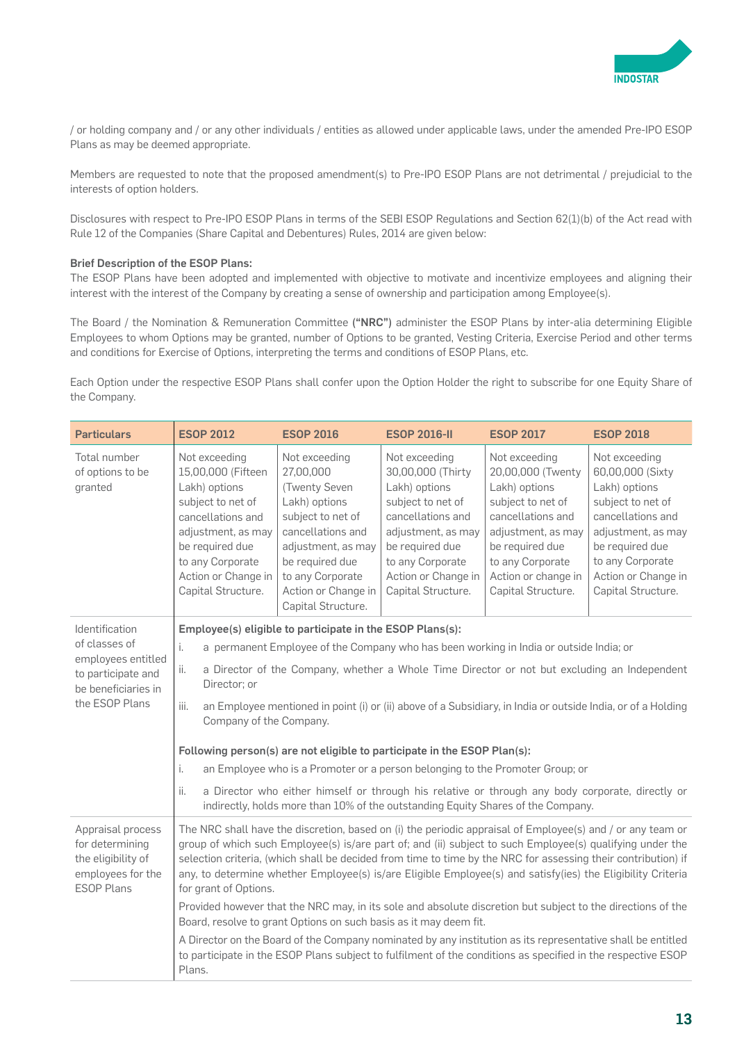/ or holding company and / or any other individuals / entities as allowed under applicable laws, under the amended Pre-IPO ESOP Plans as may be deemed appropriate.

Members are requested to note that the proposed amendment(s) to Pre-IPO ESOP Plans are not detrimental / prejudicial to the interests of option holders.

Disclosures with respect to Pre-IPO ESOP Plans in terms of the SEBI ESOP Regulations and Section 62(1)(b) of the Act read with Rule 12 of the Companies (Share Capital and Debentures) Rules, 2014 are given below:

**Brief Description of the ESOP Plans:**
The ESOP Plans have been adopted and implemented with objective to motivate and incentivize employees and aligning their interest with the interest of the Company by creating a sense of ownership and participation among Employee(s).

The Board / the Nomination & Remuneration Committee **("NRC")** administer the ESOP Plans by inter-alia determining Eligible Employees to whom Options may be granted, number of Options to be granted, Vesting Criteria, Exercise Period and other terms and conditions for Exercise of Options, interpreting the terms and conditions of ESOP Plans, etc.

Each Option under the respective ESOP Plans shall confer upon the Option Holder the right to subscribe for one Equity Share of the Company.

| Particulars | ESOP 2012 | ESOP 2016 | ESOP 2016-II | ESOP 2017 | ESOP 2018 |
|---|---|---|---|---|---|
| Total number of options to be granted | Not exceeding 15,00,000 (Fifteen Lakh) options subject to net of cancellations and adjustment, as may be required due to any Corporate Action or Change in Capital Structure. | Not exceeding 27,00,000 (Twenty Seven Lakh) options subject to net of cancellations and adjustment, as may be required due to any Corporate Action or Change in Capital Structure. | Not exceeding 30,00,000 (Thirty Lakh) options subject to net of cancellations and adjustment, as may be required due to any Corporate Action or Change in Capital Structure. | Not exceeding 20,00,000 (Twenty Lakh) options subject to net of cancellations and adjustment, as may be required due to any Corporate Action or change in Capital Structure. | Not exceeding 60,00,000 (Sixty Lakh) options subject to net of cancellations and adjustment, as may be required due to any Corporate Action or Change in Capital Structure. |
| Identification of classes of employees entitled to participate and be beneficiaries in the ESOP Plans | **Employee(s) eligible to participate in the ESOP Plans(s):**<br>i. a permanent Employee of the Company who has been working in India or outside India; or<br>ii. a Director of the Company, whether a Whole Time Director or not but excluding an Independent Director; or<br>iii. an Employee mentioned in point (i) or (ii) above of a Subsidiary, in India or outside India, or of a Holding Company of the Company.<br><br>**Following person(s) are not eligible to participate in the ESOP Plan(s):**<br>i. an Employee who is a Promoter or a person belonging to the Promoter Group; or<br>ii. a Director who either himself or through his relative or through any body corporate, directly or indirectly, holds more than 10% of the outstanding Equity Shares of the Company. | | | | |
| Appraisal process for determining the eligibility of employees for the ESOP Plans | The NRC shall have the discretion, based on (i) the periodic appraisal of Employee(s) and / or any team or group of which such Employee(s) is/are part of; and (ii) subject to such Employee(s) qualifying under the selection criteria, (which shall be decided from time to time by the NRC for assessing their contribution) if any, to determine whether Employee(s) is/are Eligible Employee(s) and satisfy(ies) the Eligibility Criteria for grant of Options.<br>Provided however that the NRC may, in its sole and absolute discretion but subject to the directions of the Board, resolve to grant Options on such basis as it may deem fit.<br>A Director on the Board of the Company nominated by any institution as its representative shall be entitled to participate in the ESOP Plans subject to fulfilment of the conditions as specified in the respective ESOP Plans. | | | | |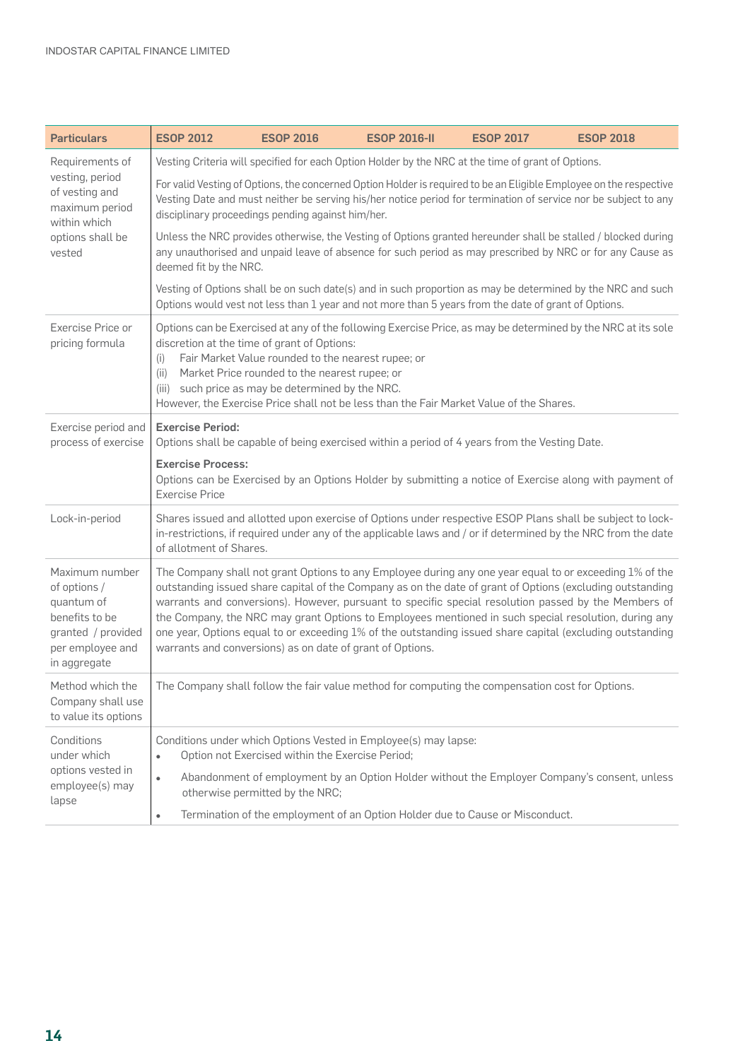| Particulars | ESOP 2012 | ESOP 2016 | ESOP 2016-II | ESOP 2017 | ESOP 2018 |
|---|---|---|---|---|---|
| Requirements of vesting, period of vesting and maximum period within which options shall be vested | Vesting Criteria will specified for each Option Holder by the NRC at the time of grant of Options.<br><br>For valid Vesting of Options, the concerned Option Holder is required to be an Eligible Employee on the respective Vesting Date and must neither be serving his/her notice period for termination of service nor be subject to any disciplinary proceedings pending against him/her.<br><br>Unless the NRC provides otherwise, the Vesting of Options granted hereunder shall be stalled / blocked during any unauthorised and unpaid leave of absence for such period as may prescribed by NRC or for any Cause as deemed fit by the NRC.<br><br>Vesting of Options shall be on such date(s) and in such proportion as may be determined by the NRC and such Options would vest not less than 1 year and not more than 5 years from the date of grant of Options. | | | | |
| Exercise Price or pricing formula | Options can be Exercised at any of the following Exercise Price, as may be determined by the NRC at its sole discretion at the time of grant of Options:<br>(i) Fair Market Value rounded to the nearest rupee; or<br>(ii) Market Price rounded to the nearest rupee; or<br>(iii) such price as may be determined by the NRC.<br>However, the Exercise Price shall not be less than the Fair Market Value of the Shares. | | | | |
| Exercise period and process of exercise | **Exercise Period:**<br>Options shall be capable of being exercised within a period of 4 years from the Vesting Date.<br><br>**Exercise Process:**<br>Options can be Exercised by an Options Holder by submitting a notice of Exercise along with payment of Exercise Price | | | | |
| Lock-in-period | Shares issued and allotted upon exercise of Options under respective ESOP Plans shall be subject to lock-in-restrictions, if required under any of the applicable laws and / or if determined by the NRC from the date of allotment of Shares. | | | | |
| Maximum number of options / quantum of benefits to be granted / provided per employee and in aggregate | The Company shall not grant Options to any Employee during any one year equal to or exceeding 1% of the outstanding issued share capital of the Company as on the date of grant of Options (excluding outstanding warrants and conversions). However, pursuant to specific special resolution passed by the Members of the Company, the NRC may grant Options to Employees mentioned in such special resolution, during any one year, Options equal to or exceeding 1% of the outstanding issued share capital (excluding outstanding warrants and conversions) as on date of grant of Options. | | | | |
| Method which the Company shall use to value its options | The Company shall follow the fair value method for computing the compensation cost for Options. | | | | |
| Conditions under which options vested in employee(s) may lapse | Conditions under which Options Vested in Employee(s) may lapse:<br>• Option not Exercised within the Exercise Period;<br>• Abandonment of employment by an Option Holder without the Employer Company's consent, unless otherwise permitted by the NRC;<br>• Termination of the employment of an Option Holder due to Cause or Misconduct. | | | | |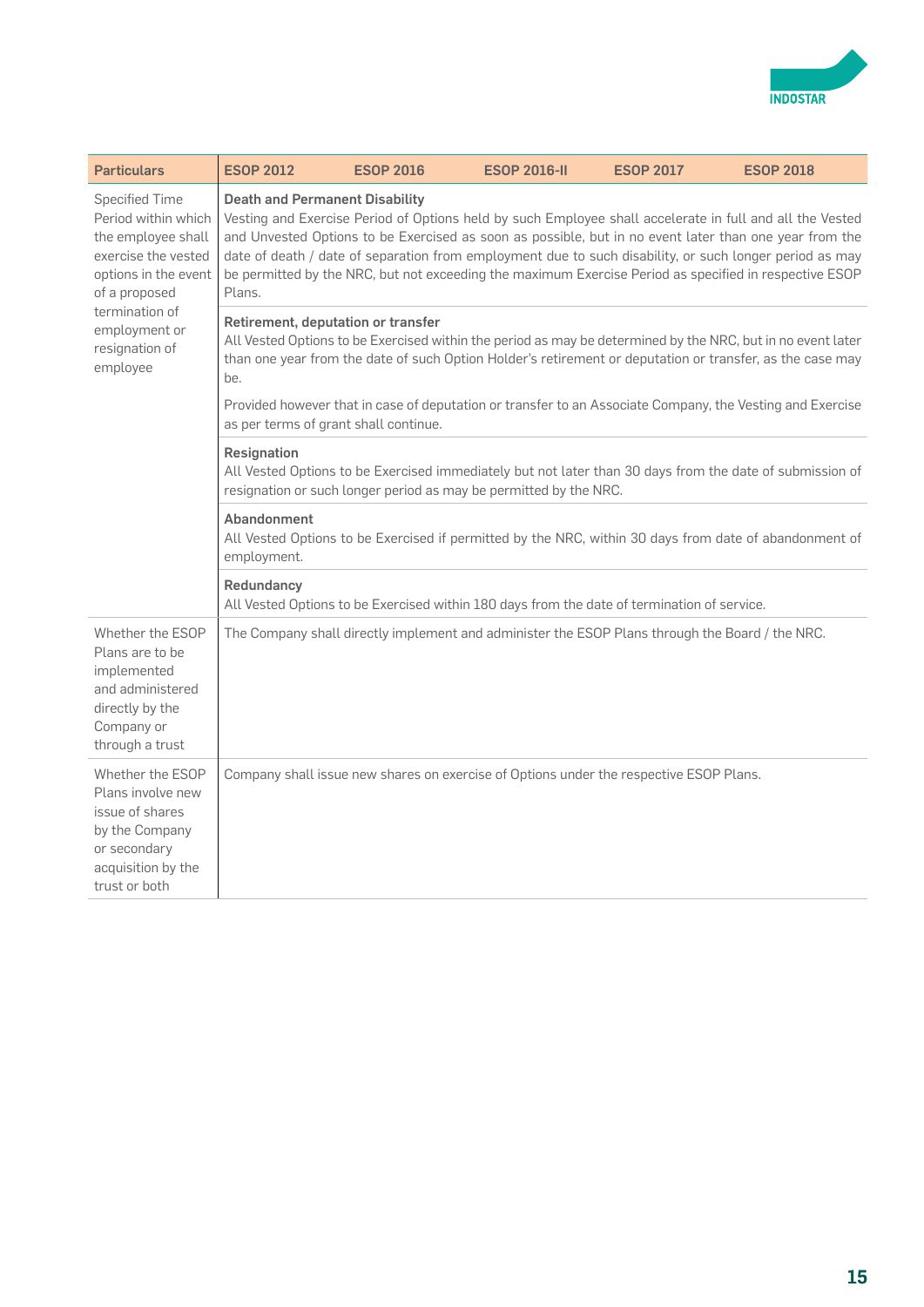| Particulars | ESOP 2012 | ESOP 2016 | ESOP 2016-II | ESOP 2017 | ESOP 2018 |
|---|---|---|---|---|---|
| Specified Time Period within which the employee shall exercise the vested options in the event of a proposed termination of employment or resignation of employee | **Death and Permanent Disability**<br>Vesting and Exercise Period of Options held by such Employee shall accelerate in full and all the Vested and Unvested Options to be Exercised as soon as possible, but in no event later than one year from the date of death / date of separation from employment due to such disability, or such longer period as may be permitted by the NRC, but not exceeding the maximum Exercise Period as specified in respective ESOP Plans. | | | | |
| | **Retirement, deputation or transfer**<br>All Vested Options to be Exercised within the period as may be determined by the NRC, but in no event later than one year from the date of such Option Holder's retirement or deputation or transfer, as the case may be.<br><br>Provided however that in case of deputation or transfer to an Associate Company, the Vesting and Exercise as per terms of grant shall continue. | | | | |
| | **Resignation**<br>All Vested Options to be Exercised immediately but not later than 30 days from the date of submission of resignation or such longer period as may be permitted by the NRC. | | | | |
| | **Abandonment**<br>All Vested Options to be Exercised if permitted by the NRC, within 30 days from date of abandonment of employment. | | | | |
| | **Redundancy**<br>All Vested Options to be Exercised within 180 days from the date of termination of service. | | | | |
| Whether the ESOP Plans are to be implemented and administered directly by the Company or through a trust | The Company shall directly implement and administer the ESOP Plans through the Board / the NRC. | | | | |
| Whether the ESOP Plans involve new issue of shares by the Company or secondary acquisition by the trust or both | Company shall issue new shares on exercise of Options under the respective ESOP Plans. | | | | |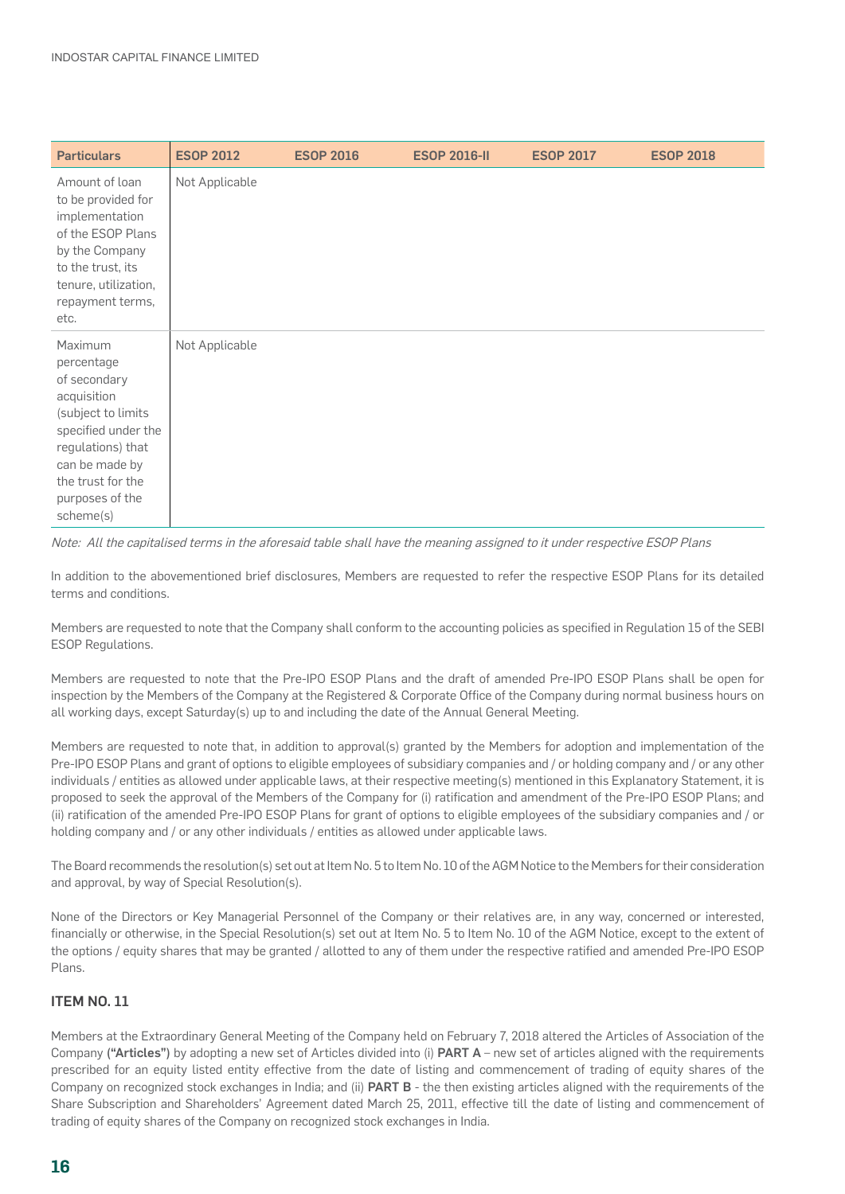| Particulars | ESOP 2012 | ESOP 2016 | ESOP 2016-II | ESOP 2017 | ESOP 2018 |
|---|---|---|---|---|---|
| Amount of loan to be provided for implementation of the ESOP Plans by the Company to the trust, its tenure, utilization, repayment terms, etc. | Not Applicable | | | | |
| Maximum percentage of secondary acquisition (subject to limits specified under the regulations) that can be made by the trust for the purposes of the scheme(s) | Not Applicable | | | | |

*Note: All the capitalised terms in the aforesaid table shall have the meaning assigned to it under respective ESOP Plans*

In addition to the abovementioned brief disclosures, Members are requested to refer the respective ESOP Plans for its detailed terms and conditions.

Members are requested to note that the Company shall conform to the accounting policies as specified in Regulation 15 of the SEBI ESOP Regulations.

Members are requested to note that the Pre-IPO ESOP Plans and the draft of amended Pre-IPO ESOP Plans shall be open for inspection by the Members of the Company at the Registered & Corporate Office of the Company during normal business hours on all working days, except Saturday(s) up to and including the date of the Annual General Meeting.

Members are requested to note that, in addition to approval(s) granted by the Members for adoption and implementation of the Pre-IPO ESOP Plans and grant of options to eligible employees of subsidiary companies and / or holding company and / or any other individuals / entities as allowed under applicable laws, at their respective meeting(s) mentioned in this Explanatory Statement, it is proposed to seek the approval of the Members of the Company for (i) ratification and amendment of the Pre-IPO ESOP Plans; and (ii) ratification of the amended Pre-IPO ESOP Plans for grant of options to eligible employees of the subsidiary companies and / or holding company and / or any other individuals / entities as allowed under applicable laws.

The Board recommends the resolution(s) set out at Item No. 5 to Item No. 10 of the AGM Notice to the Members for their consideration and approval, by way of Special Resolution(s).

None of the Directors or Key Managerial Personnel of the Company or their relatives are, in any way, concerned or interested, financially or otherwise, in the Special Resolution(s) set out at Item No. 5 to Item No. 10 of the AGM Notice, except to the extent of the options / equity shares that may be granted / allotted to any of them under the respective ratified and amended Pre-IPO ESOP Plans.

### ITEM NO. 11

Members at the Extraordinary General Meeting of the Company held on February 7, 2018 altered the Articles of Association of the Company **("Articles")** by adopting a new set of Articles divided into (i) **PART A** – new set of articles aligned with the requirements prescribed for an equity listed entity effective from the date of listing and commencement of trading of equity shares of the Company on recognized stock exchanges in India; and (ii) **PART B** - the then existing articles aligned with the requirements of the Share Subscription and Shareholders' Agreement dated March 25, 2011, effective till the date of listing and commencement of trading of equity shares of the Company on recognized stock exchanges in India.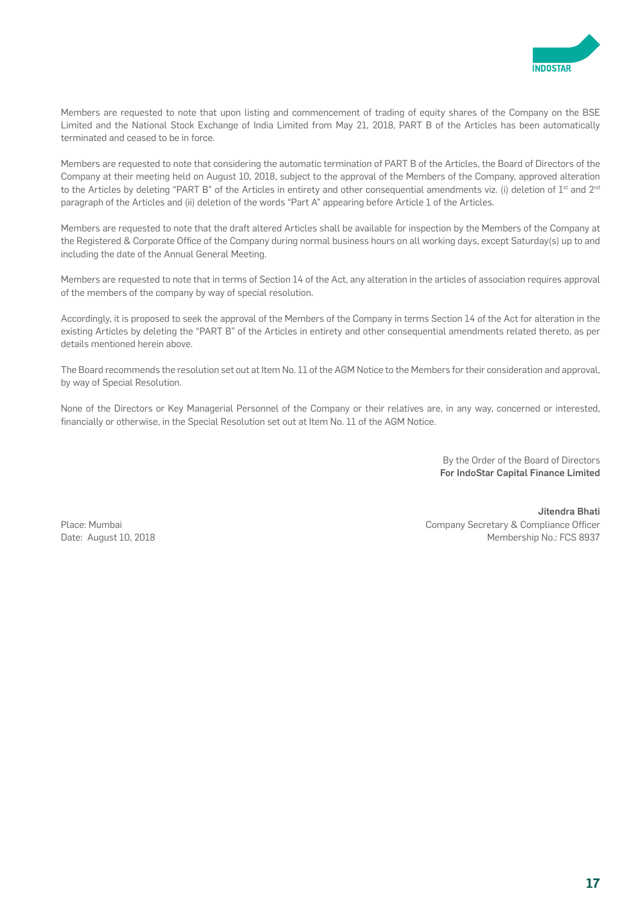Members are requested to note that upon listing and commencement of trading of equity shares of the Company on the BSE Limited and the National Stock Exchange of India Limited from May 21, 2018, PART B of the Articles has been automatically terminated and ceased to be in force.

Members are requested to note that considering the automatic termination of PART B of the Articles, the Board of Directors of the Company at their meeting held on August 10, 2018, subject to the approval of the Members of the Company, approved alteration to the Articles by deleting "PART B" of the Articles in entirety and other consequential amendments viz. (i) deletion of 1st and 2nd paragraph of the Articles and (ii) deletion of the words "Part A" appearing before Article 1 of the Articles.

Members are requested to note that the draft altered Articles shall be available for inspection by the Members of the Company at the Registered & Corporate Office of the Company during normal business hours on all working days, except Saturday(s) up to and including the date of the Annual General Meeting.

Members are requested to note that in terms of Section 14 of the Act, any alteration in the articles of association requires approval of the members of the company by way of special resolution.

Accordingly, it is proposed to seek the approval of the Members of the Company in terms Section 14 of the Act for alteration in the existing Articles by deleting the "PART B" of the Articles in entirety and other consequential amendments related thereto, as per details mentioned herein above.

The Board recommends the resolution set out at Item No. 11 of the AGM Notice to the Members for their consideration and approval, by way of Special Resolution.

None of the Directors or Key Managerial Personnel of the Company or their relatives are, in any way, concerned or interested, financially or otherwise, in the Special Resolution set out at Item No. 11 of the AGM Notice.

By the Order of the Board of Directors
**For IndoStar Capital Finance Limited**

**Jitendra Bhati**
Company Secretary & Compliance Officer
Membership No.: FCS 8937

Place: Mumbai
Date: August 10, 2018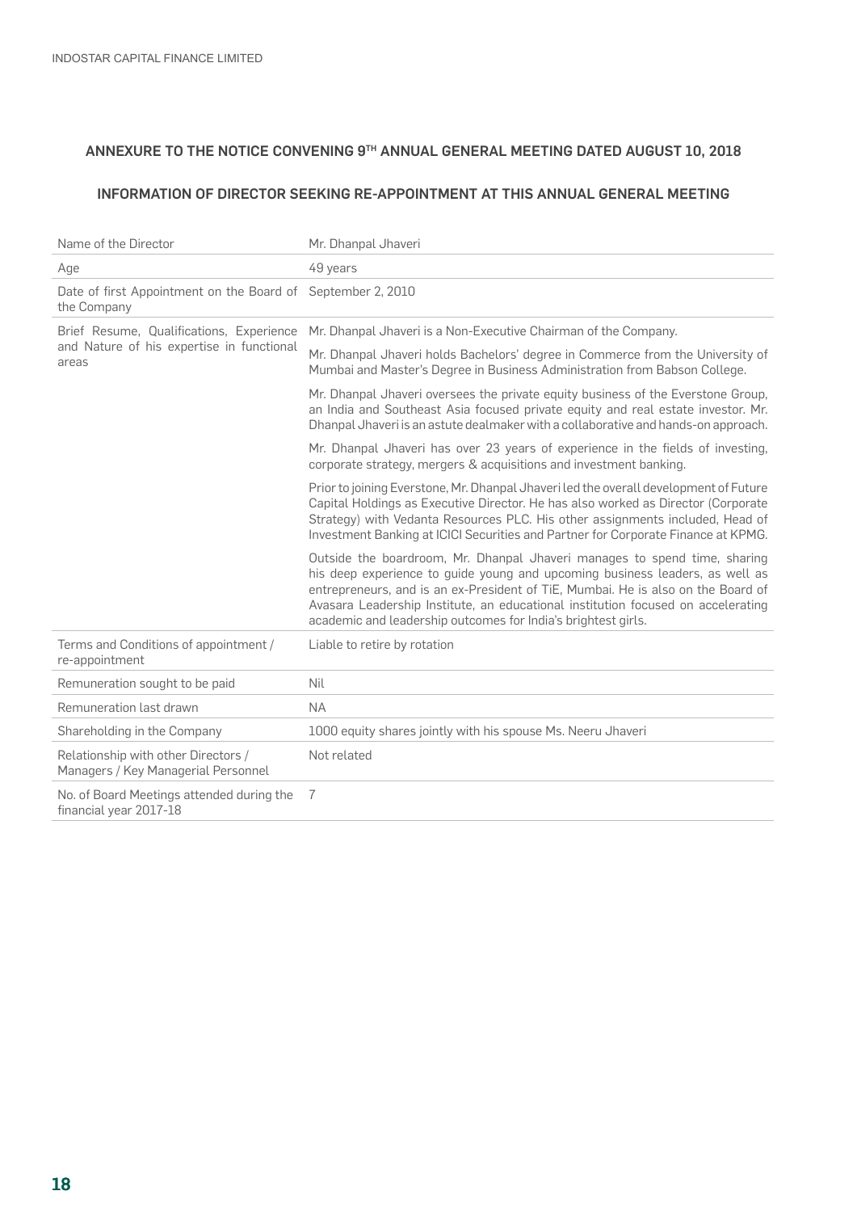## ANNEXURE TO THE NOTICE CONVENING 9TH ANNUAL GENERAL MEETING DATED AUGUST 10, 2018

## INFORMATION OF DIRECTOR SEEKING RE-APPOINTMENT AT THIS ANNUAL GENERAL MEETING

| | |
|---|---|
| Name of the Director | Mr. Dhanpal Jhaveri |
| Age | 49 years |
| Date of first Appointment on the Board of the Company | September 2, 2010 |
| Brief Resume, Qualifications, Experience and Nature of his expertise in functional areas | Mr. Dhanpal Jhaveri is a Non-Executive Chairman of the Company.<br><br>Mr. Dhanpal Jhaveri holds Bachelors' degree in Commerce from the University of Mumbai and Master's Degree in Business Administration from Babson College.<br><br>Mr. Dhanpal Jhaveri oversees the private equity business of the Everstone Group, an India and Southeast Asia focused private equity and real estate investor. Mr. Dhanpal Jhaveri is an astute dealmaker with a collaborative and hands-on approach.<br><br>Mr. Dhanpal Jhaveri has over 23 years of experience in the fields of investing, corporate strategy, mergers & acquisitions and investment banking.<br><br>Prior to joining Everstone, Mr. Dhanpal Jhaveri led the overall development of Future Capital Holdings as Executive Director. He has also worked as Director (Corporate Strategy) with Vedanta Resources PLC. His other assignments included, Head of Investment Banking at ICICI Securities and Partner for Corporate Finance at KPMG.<br><br>Outside the boardroom, Mr. Dhanpal Jhaveri manages to spend time, sharing his deep experience to guide young and upcoming business leaders, as well as entrepreneurs, and is an ex-President of TiE, Mumbai. He is also on the Board of Avasara Leadership Institute, an educational institution focused on accelerating academic and leadership outcomes for India's brightest girls. |
| Terms and Conditions of appointment / re-appointment | Liable to retire by rotation |
| Remuneration sought to be paid | Nil |
| Remuneration last drawn | NA |
| Shareholding in the Company | 1000 equity shares jointly with his spouse Ms. Neeru Jhaveri |
| Relationship with other Directors / Managers / Key Managerial Personnel | Not related |
| No. of Board Meetings attended during the financial year 2017-18 | 7 |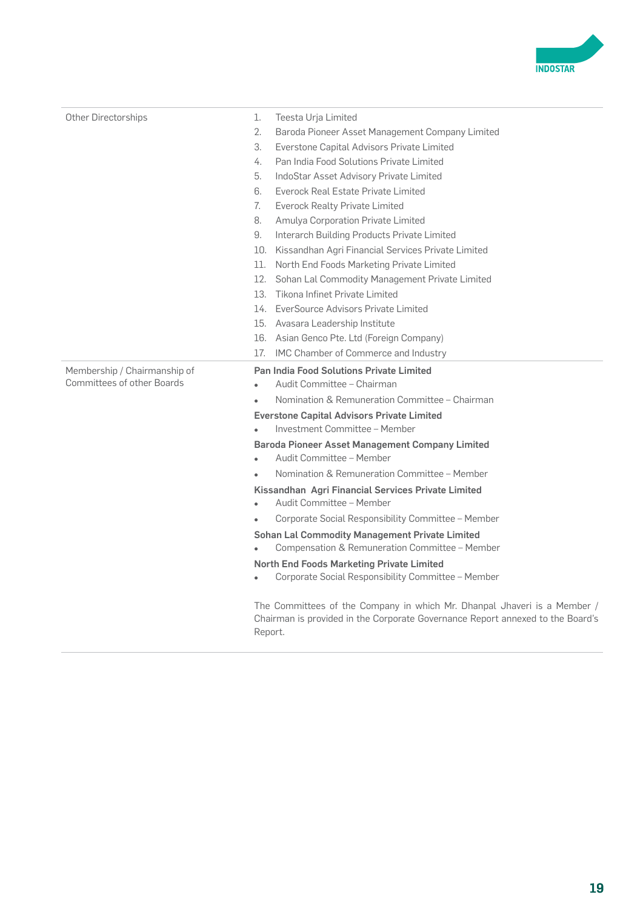| | |
|---|---|
| Other Directorships | 1. Teesta Urja Limited<br>2. Baroda Pioneer Asset Management Company Limited<br>3. Everstone Capital Advisors Private Limited<br>4. Pan India Food Solutions Private Limited<br>5. IndoStar Asset Advisory Private Limited<br>6. Everock Real Estate Private Limited<br>7. Everock Realty Private Limited<br>8. Amulya Corporation Private Limited<br>9. Interarch Building Products Private Limited<br>10. Kissandhan Agri Financial Services Private Limited<br>11. North End Foods Marketing Private Limited<br>12. Sohan Lal Commodity Management Private Limited<br>13. Tikona Infinet Private Limited<br>14. EverSource Advisors Private Limited<br>15. Avasara Leadership Institute<br>16. Asian Genco Pte. Ltd (Foreign Company)<br>17. IMC Chamber of Commerce and Industry |
| Membership / Chairmanship of Committees of other Boards | **Pan India Food Solutions Private Limited**<br>• Audit Committee – Chairman<br>• Nomination & Remuneration Committee – Chairman<br>**Everstone Capital Advisors Private Limited**<br>• Investment Committee – Member<br>**Baroda Pioneer Asset Management Company Limited**<br>• Audit Committee – Member<br>• Nomination & Remuneration Committee – Member<br>**Kissandhan Agri Financial Services Private Limited**<br>• Audit Committee – Member<br>• Corporate Social Responsibility Committee – Member<br>**Sohan Lal Commodity Management Private Limited**<br>• Compensation & Remuneration Committee – Member<br>**North End Foods Marketing Private Limited**<br>• Corporate Social Responsibility Committee – Member<br><br>The Committees of the Company in which Mr. Dhanpal Jhaveri is a Member / Chairman is provided in the Corporate Governance Report annexed to the Board's Report. |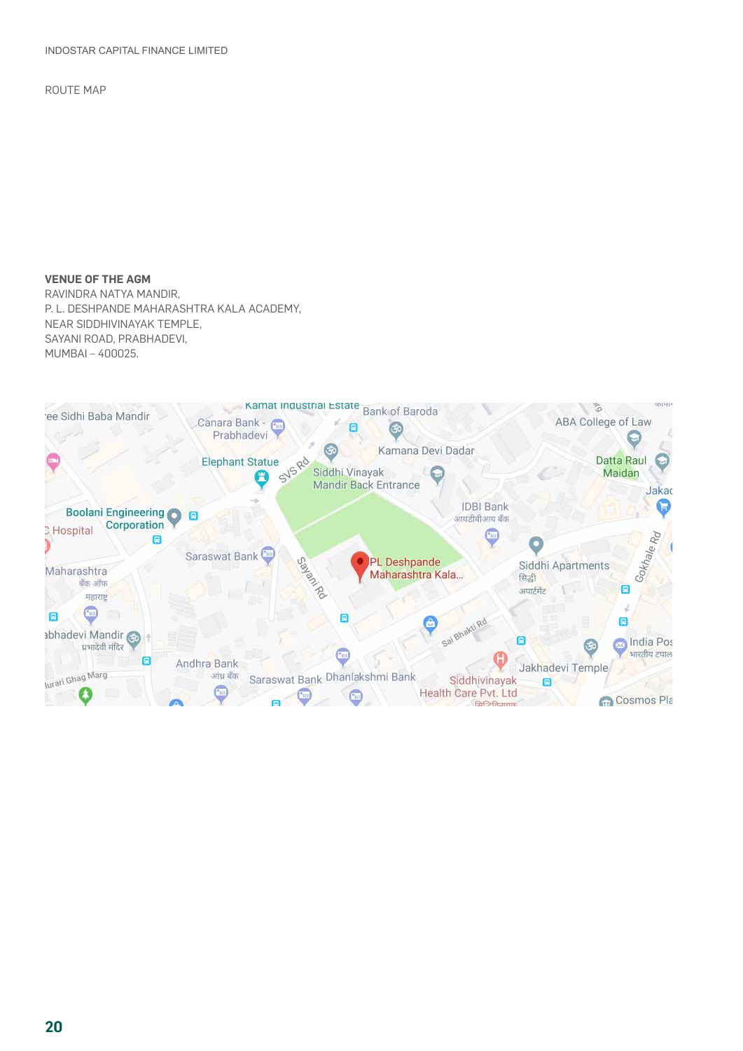INDOSTAR CAPITAL FINANCE LIMITED

ROUTE MAP

**VENUE OF THE AGM**
RAVINDRA NATYA MANDIR,
P. L. DESHPANDE MAHARASHTRA KALA ACADEMY,
NEAR SIDDHIVINAYAK TEMPLE,
SAYANI ROAD, PRABHADEVI,
MUMBAI – 400025.